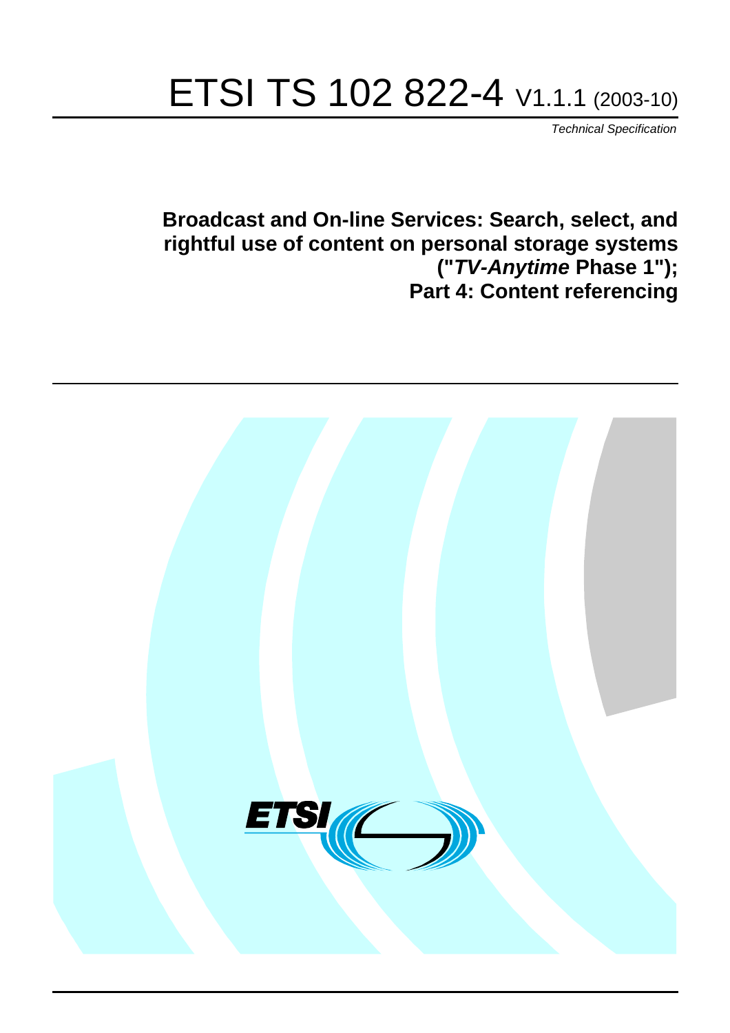# ETSI TS 102 822-4 V1.1.1 (2003-10)

*Technical Specification*

## Broadcast and On-line Services: Search, select, and rightful use of content on personal storage systems ("*TV-Anytime* Phase 1"); Part 4: Content referencing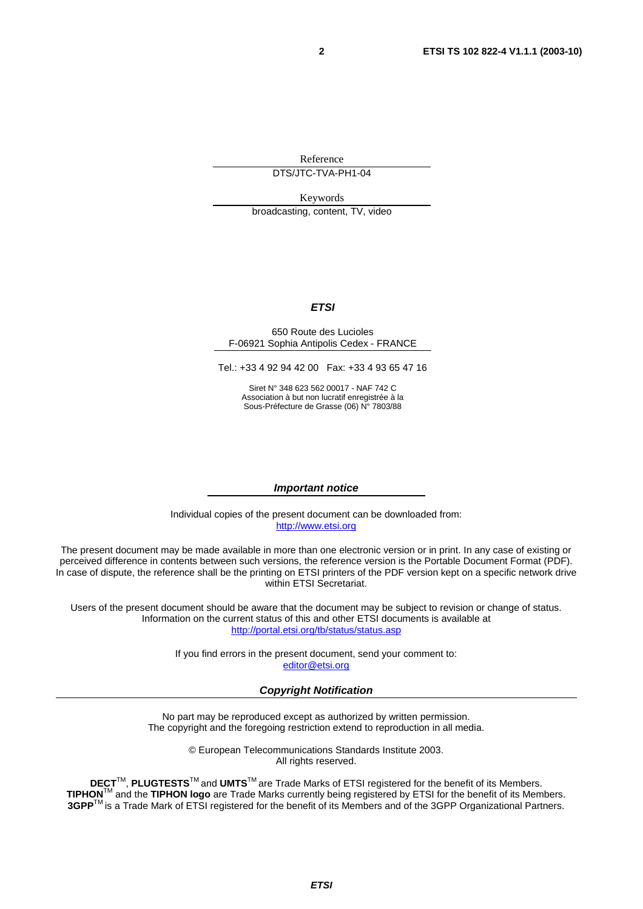Reference

DTS/JTC-TVA-PH1-04

Keywords

broadcasting, content, TV, video

***ETSI***

650 Route des Lucioles
F-06921 Sophia Antipolis Cedex - FRANCE

Tel.: +33 4 92 94 42 00 Fax: +33 4 93 65 47 16

Siret N° 348 623 562 00017 - NAF 742 C
Association à but non lucratif enregistrée à la
Sous-Préfecture de Grasse (06) N° 7803/88

***Important notice***

Individual copies of the present document can be downloaded from:
http://www.etsi.org

The present document may be made available in more than one electronic version or in print. In any case of existing or perceived difference in contents between such versions, the reference version is the Portable Document Format (PDF). In case of dispute, the reference shall be the printing on ETSI printers of the PDF version kept on a specific network drive within ETSI Secretariat.

Users of the present document should be aware that the document may be subject to revision or change of status. Information on the current status of this and other ETSI documents is available at
http://portal.etsi.org/tb/status/status.asp

If you find errors in the present document, send your comment to:
editor@etsi.org

***Copyright Notification***

No part may be reproduced except as authorized by written permission.
The copyright and the foregoing restriction extend to reproduction in all media.

© European Telecommunications Standards Institute 2003.
All rights reserved.

**DECT**TM, **PLUGTESTS**TM and **UMTS**TM are Trade Marks of ETSI registered for the benefit of its Members.
**TIPHON**TM and the **TIPHON logo** are Trade Marks currently being registered by ETSI for the benefit of its Members.
**3GPP**TM is a Trade Mark of ETSI registered for the benefit of its Members and of the 3GPP Organizational Partners.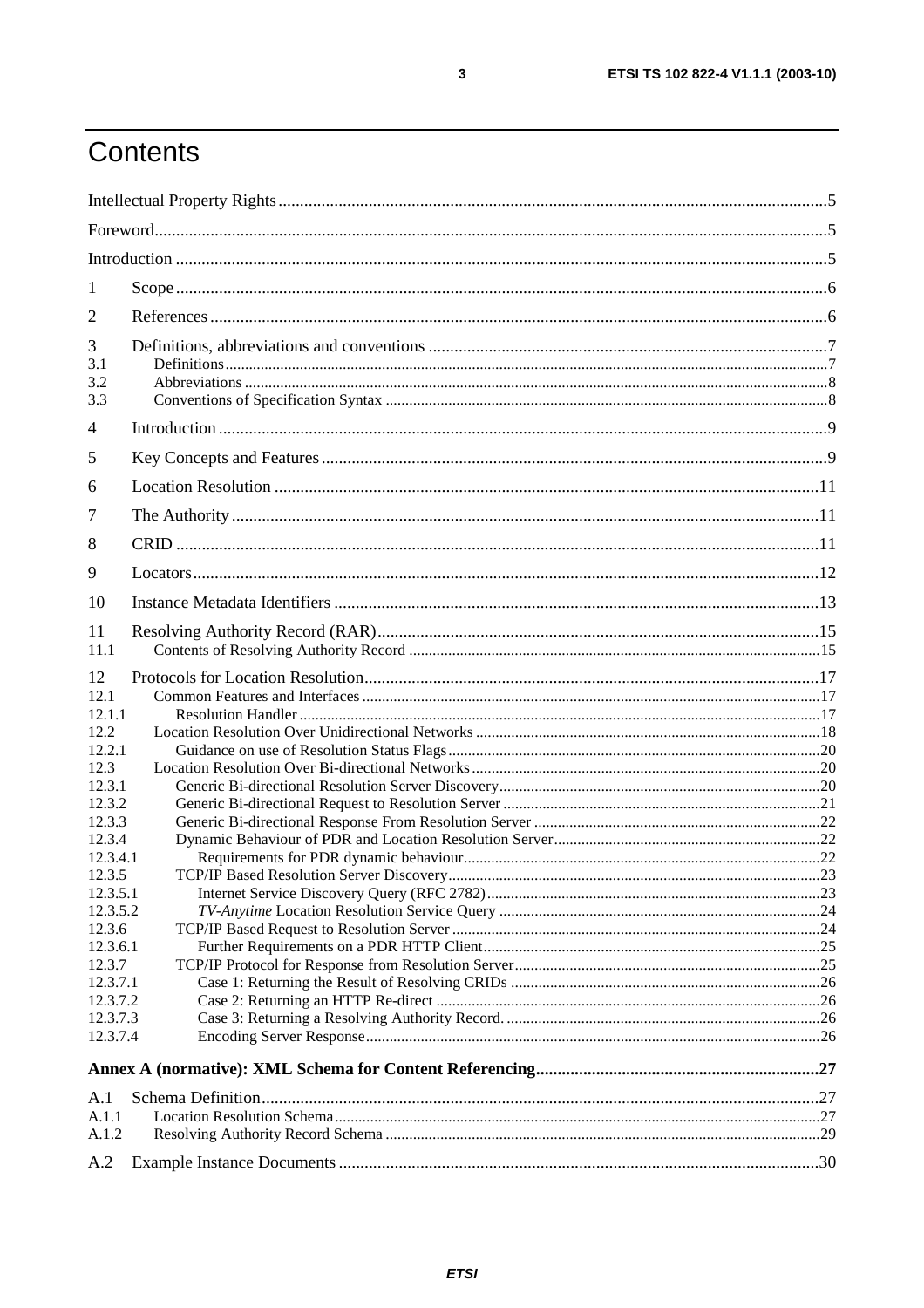# Contents

Intellectual Property Rights ....................................................................................................................5

Foreword ....................................................................................................................................................5

Introduction ................................................................................................................................................5

1 Scope ......................................................................................................................................................6

2 References ..............................................................................................................................................6

3 Definitions, abbreviations and conventions .............................................................................................7
3.1 Definitions ...........................................................................................................................................7
3.2 Abbreviations ......................................................................................................................................8
3.3 Conventions of Specification Syntax ...................................................................................................8

4 Introduction .............................................................................................................................................9

5 Key Concepts and Features .....................................................................................................................9

6 Location Resolution ...............................................................................................................................11

7 The Authority ........................................................................................................................................11

8 CRID .....................................................................................................................................................11

9 Locators .................................................................................................................................................12

10 Instance Metadata Identifiers ...............................................................................................................13

11 Resolving Authority Record (RAR) ......................................................................................................15
11.1 Contents of Resolving Authority Record ..........................................................................................15

12 Protocols for Location Resolution ........................................................................................................17
12.1 Common Features and Interfaces .....................................................................................................17
12.1.1 Resolution Handler ........................................................................................................................17
12.2 Location Resolution Over Unidirectional Networks .........................................................................18
12.2.1 Guidance on use of Resolution Status Flags ..................................................................................20
12.3 Location Resolution Over Bi-directional Networks ..........................................................................20
12.3.1 Generic Bi-directional Resolution Server Discovery .......................................................................20
12.3.2 Generic Bi-directional Request to Resolution Server ......................................................................21
12.3.3 Generic Bi-directional Response From Resolution Server ..............................................................22
12.3.4 Dynamic Behaviour of PDR and Location Resolution Server .........................................................22
12.3.4.1 Requirements for PDR dynamic behaviour ..................................................................................22
12.3.5 TCP/IP Based Resolution Server Discovery ...................................................................................23
12.3.5.1 Internet Service Discovery Query (RFC 2782) ............................................................................23
12.3.5.2 *TV-Anytime* Location Resolution Service Query .....................................................................24
12.3.6 TCP/IP Based Request to Resolution Server ..................................................................................24
12.3.6.1 Further Requirements on a PDR HTTP Client .............................................................................25
12.3.7 TCP/IP Protocol for Response from Resolution Server ...................................................................25
12.3.7.1 Case 1: Returning the Result of Resolving CRIDs .......................................................................26
12.3.7.2 Case 2: Returning an HTTP Re-direct .........................................................................................26
12.3.7.3 Case 3: Returning a Resolving Authority Record. ........................................................................26
12.3.7.4 Encoding Server Response ...........................................................................................................26

**Annex A (normative): XML Schema for Content Referencing ..................................................................27**

A.1 Schema Definition .................................................................................................................................27
A.1.1 Location Resolution Schema ..............................................................................................................27
A.1.2 Resolving Authority Record Schema .................................................................................................29

A.2 Example Instance Documents ...............................................................................................................30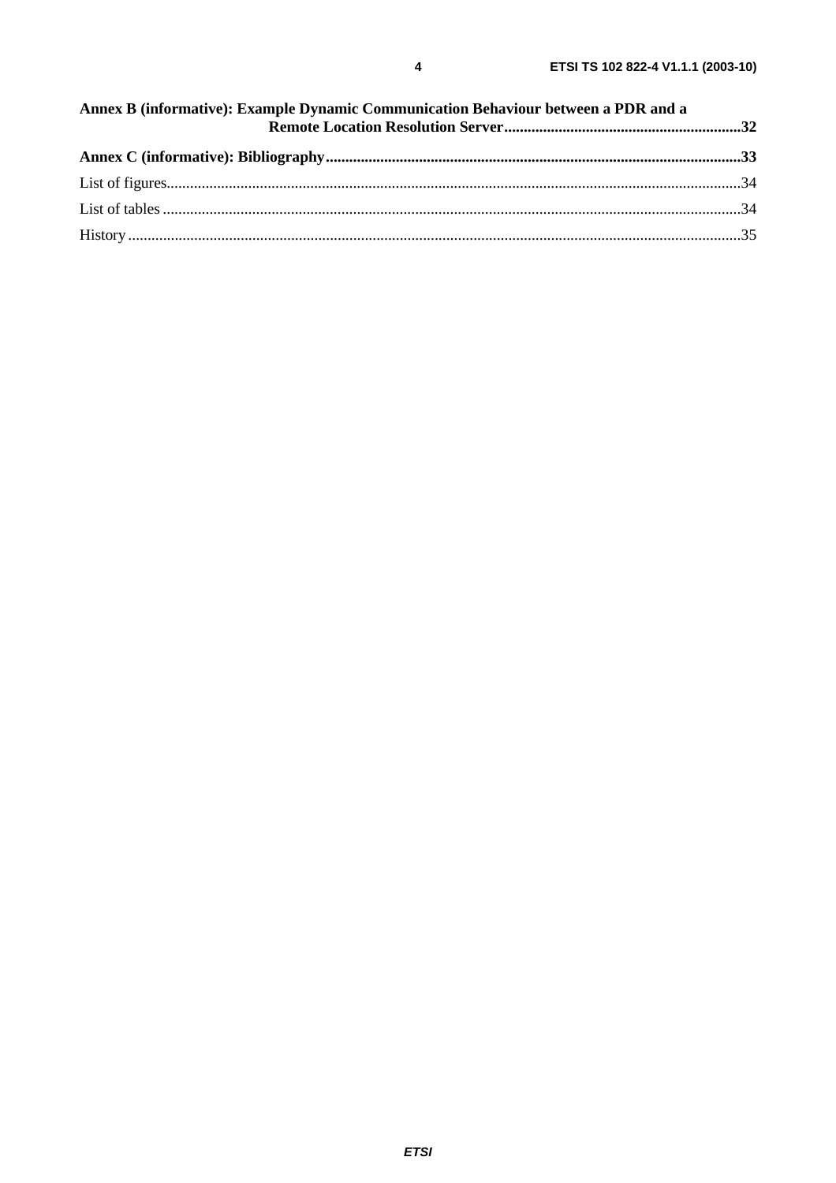**Annex B (informative): Example Dynamic Communication Behaviour between a PDR and a Remote Location Resolution Server**.............................................................32

**Annex C (informative): Bibliography**...........................................................................................................33

List of figures...................................................................................................................................................34

List of tables ....................................................................................................................................................34

History .............................................................................................................................................................35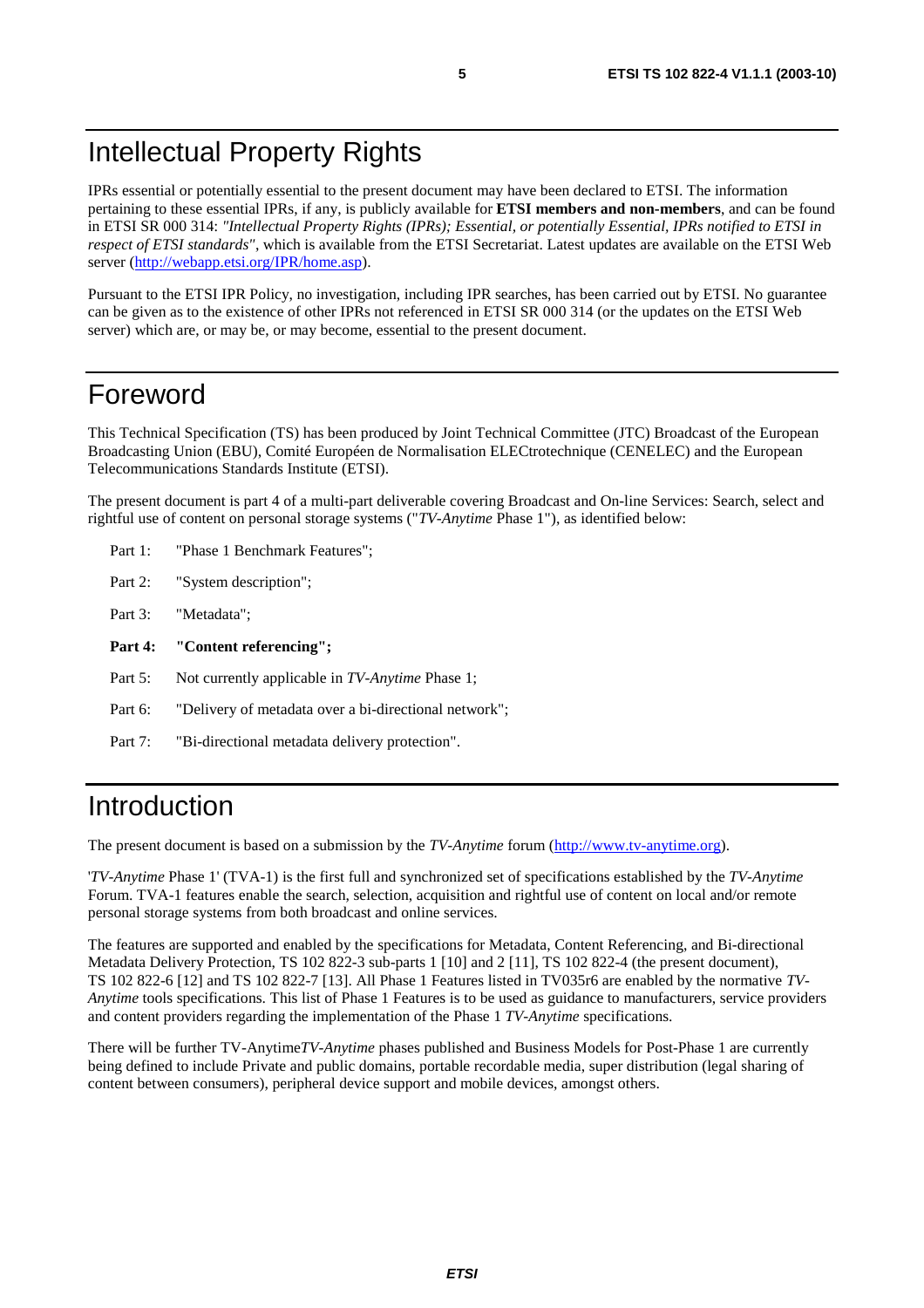# Intellectual Property Rights

IPRs essential or potentially essential to the present document may have been declared to ETSI. The information pertaining to these essential IPRs, if any, is publicly available for **ETSI members and non-members**, and can be found in ETSI SR 000 314: *"Intellectual Property Rights (IPRs); Essential, or potentially Essential, IPRs notified to ETSI in respect of ETSI standards"*, which is available from the ETSI Secretariat. Latest updates are available on the ETSI Web server (http://webapp.etsi.org/IPR/home.asp).

Pursuant to the ETSI IPR Policy, no investigation, including IPR searches, has been carried out by ETSI. No guarantee can be given as to the existence of other IPRs not referenced in ETSI SR 000 314 (or the updates on the ETSI Web server) which are, or may be, or may become, essential to the present document.

# Foreword

This Technical Specification (TS) has been produced by Joint Technical Committee (JTC) Broadcast of the European Broadcasting Union (EBU), Comité Européen de Normalisation ELECtrotechnique (CENELEC) and the European Telecommunications Standards Institute (ETSI).

The present document is part 4 of a multi-part deliverable covering Broadcast and On-line Services: Search, select and rightful use of content on personal storage systems ("*TV-Anytime* Phase 1"), as identified below:

Part 1: "Phase 1 Benchmark Features";

Part 2: "System description";

Part 3: "Metadata";

**Part 4: "Content referencing";**

Part 5: Not currently applicable in *TV-Anytime* Phase 1;

Part 6: "Delivery of metadata over a bi-directional network";

Part 7: "Bi-directional metadata delivery protection".

# Introduction

The present document is based on a submission by the *TV-Anytime* forum (http://www.tv-anytime.org).

'*TV-Anytime* Phase 1' (TVA-1) is the first full and synchronized set of specifications established by the *TV-Anytime* Forum. TVA-1 features enable the search, selection, acquisition and rightful use of content on local and/or remote personal storage systems from both broadcast and online services.

The features are supported and enabled by the specifications for Metadata, Content Referencing, and Bi-directional Metadata Delivery Protection, TS 102 822-3 sub-parts 1 [10] and 2 [11], TS 102 822-4 (the present document), TS 102 822-6 [12] and TS 102 822-7 [13]. All Phase 1 Features listed in TV035r6 are enabled by the normative *TV-Anytime* tools specifications. This list of Phase 1 Features is to be used as guidance to manufacturers, service providers and content providers regarding the implementation of the Phase 1 *TV-Anytime* specifications.

There will be further TV-Anytime*TV-Anytime* phases published and Business Models for Post-Phase 1 are currently being defined to include Private and public domains, portable recordable media, super distribution (legal sharing of content between consumers), peripheral device support and mobile devices, amongst others.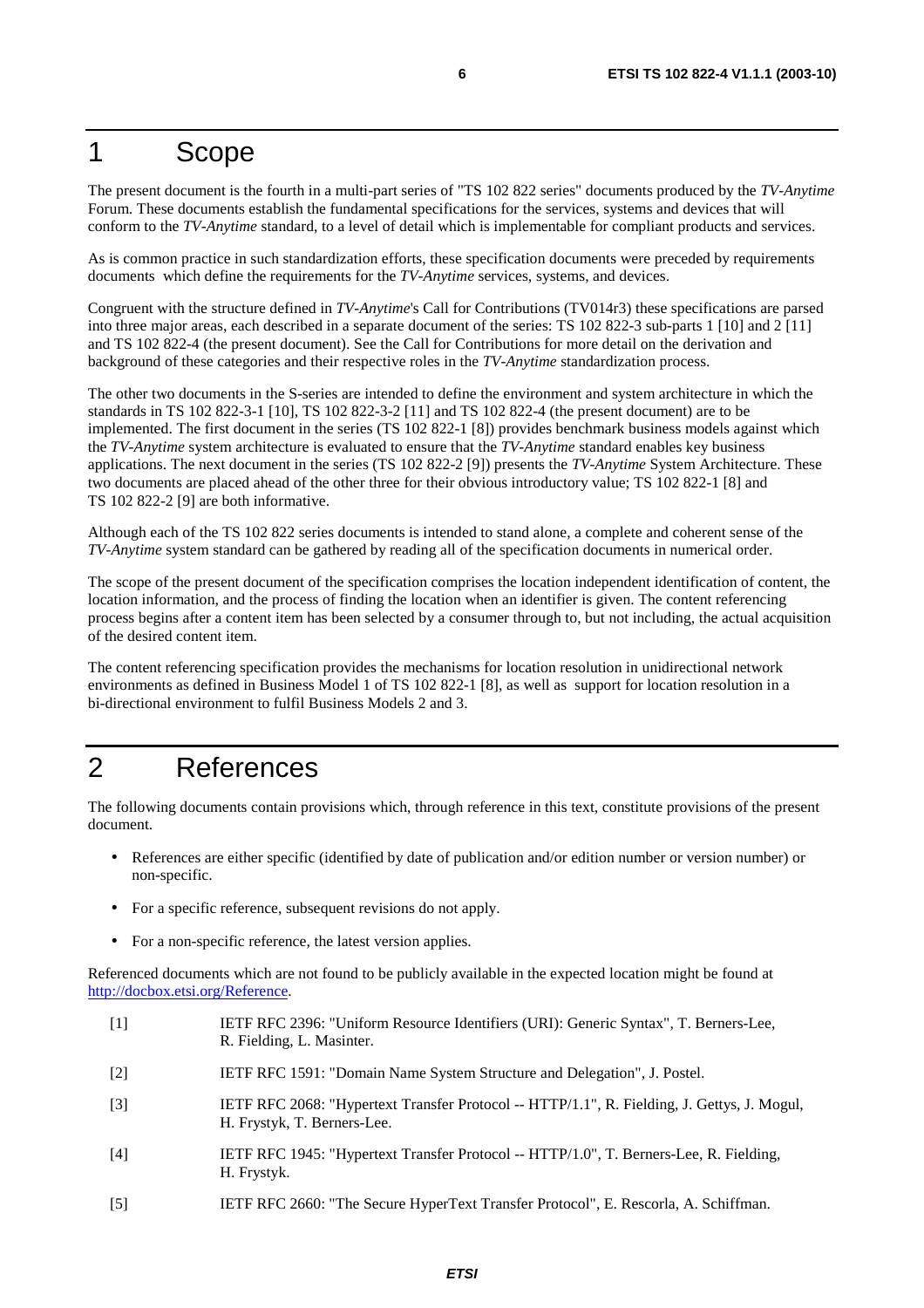# 1 Scope

The present document is the fourth in a multi-part series of "TS 102 822 series" documents produced by the *TV-Anytime* Forum. These documents establish the fundamental specifications for the services, systems and devices that will conform to the *TV-Anytime* standard, to a level of detail which is implementable for compliant products and services.

As is common practice in such standardization efforts, these specification documents were preceded by requirements documents which define the requirements for the *TV-Anytime* services, systems, and devices.

Congruent with the structure defined in *TV-Anytime*'s Call for Contributions (TV014r3) these specifications are parsed into three major areas, each described in a separate document of the series: TS 102 822-3 sub-parts 1 [10] and 2 [11] and TS 102 822-4 (the present document). See the Call for Contributions for more detail on the derivation and background of these categories and their respective roles in the *TV-Anytime* standardization process.

The other two documents in the S-series are intended to define the environment and system architecture in which the standards in TS 102 822-3-1 [10], TS 102 822-3-2 [11] and TS 102 822-4 (the present document) are to be implemented. The first document in the series (TS 102 822-1 [8]) provides benchmark business models against which the *TV-Anytime* system architecture is evaluated to ensure that the *TV-Anytime* standard enables key business applications. The next document in the series (TS 102 822-2 [9]) presents the *TV-Anytime* System Architecture. These two documents are placed ahead of the other three for their obvious introductory value; TS 102 822-1 [8] and TS 102 822-2 [9] are both informative.

Although each of the TS 102 822 series documents is intended to stand alone, a complete and coherent sense of the *TV-Anytime* system standard can be gathered by reading all of the specification documents in numerical order.

The scope of the present document of the specification comprises the location independent identification of content, the location information, and the process of finding the location when an identifier is given. The content referencing process begins after a content item has been selected by a consumer through to, but not including, the actual acquisition of the desired content item.

The content referencing specification provides the mechanisms for location resolution in unidirectional network environments as defined in Business Model 1 of TS 102 822-1 [8], as well as support for location resolution in a bi-directional environment to fulfil Business Models 2 and 3.

# 2 References

The following documents contain provisions which, through reference in this text, constitute provisions of the present document.

- References are either specific (identified by date of publication and/or edition number or version number) or non-specific.
- For a specific reference, subsequent revisions do not apply.
- For a non-specific reference, the latest version applies.

Referenced documents which are not found to be publicly available in the expected location might be found at http://docbox.etsi.org/Reference.

[1] IETF RFC 2396: "Uniform Resource Identifiers (URI): Generic Syntax", T. Berners-Lee, R. Fielding, L. Masinter.

[2] IETF RFC 1591: "Domain Name System Structure and Delegation", J. Postel.

[3] IETF RFC 2068: "Hypertext Transfer Protocol -- HTTP/1.1", R. Fielding, J. Gettys, J. Mogul, H. Frystyk, T. Berners-Lee.

[4] IETF RFC 1945: "Hypertext Transfer Protocol -- HTTP/1.0", T. Berners-Lee, R. Fielding, H. Frystyk.

[5] IETF RFC 2660: "The Secure HyperText Transfer Protocol", E. Rescorla, A. Schiffman.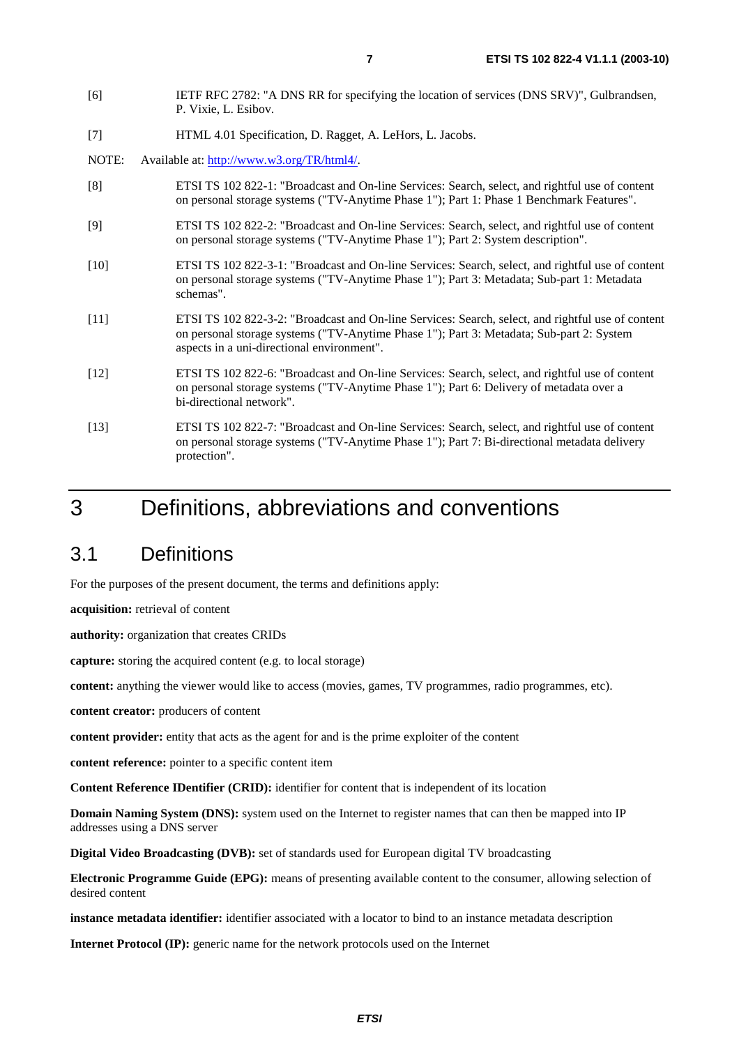[6] IETF RFC 2782: "A DNS RR for specifying the location of services (DNS SRV)", Gulbrandsen, P. Vixie, L. Esibov.

[7] HTML 4.01 Specification, D. Ragget, A. LeHors, L. Jacobs.

NOTE: Available at: http://www.w3.org/TR/html4/.

[8] ETSI TS 102 822-1: "Broadcast and On-line Services: Search, select, and rightful use of content on personal storage systems ("TV-Anytime Phase 1"); Part 1: Phase 1 Benchmark Features".

[9] ETSI TS 102 822-2: "Broadcast and On-line Services: Search, select, and rightful use of content on personal storage systems ("TV-Anytime Phase 1"); Part 2: System description".

[10] ETSI TS 102 822-3-1: "Broadcast and On-line Services: Search, select, and rightful use of content on personal storage systems ("TV-Anytime Phase 1"); Part 3: Metadata; Sub-part 1: Metadata schemas".

[11] ETSI TS 102 822-3-2: "Broadcast and On-line Services: Search, select, and rightful use of content on personal storage systems ("TV-Anytime Phase 1"); Part 3: Metadata; Sub-part 2: System aspects in a uni-directional environment".

[12] ETSI TS 102 822-6: "Broadcast and On-line Services: Search, select, and rightful use of content on personal storage systems ("TV-Anytime Phase 1"); Part 6: Delivery of metadata over a bi-directional network".

[13] ETSI TS 102 822-7: "Broadcast and On-line Services: Search, select, and rightful use of content on personal storage systems ("TV-Anytime Phase 1"); Part 7: Bi-directional metadata delivery protection".

# 3 Definitions, abbreviations and conventions

## 3.1 Definitions

For the purposes of the present document, the terms and definitions apply:

**acquisition:** retrieval of content

**authority:** organization that creates CRIDs

**capture:** storing the acquired content (e.g. to local storage)

**content:** anything the viewer would like to access (movies, games, TV programmes, radio programmes, etc).

**content creator:** producers of content

**content provider:** entity that acts as the agent for and is the prime exploiter of the content

**content reference:** pointer to a specific content item

**Content Reference IDentifier (CRID):** identifier for content that is independent of its location

**Domain Naming System (DNS):** system used on the Internet to register names that can then be mapped into IP addresses using a DNS server

**Digital Video Broadcasting (DVB):** set of standards used for European digital TV broadcasting

**Electronic Programme Guide (EPG):** means of presenting available content to the consumer, allowing selection of desired content

**instance metadata identifier:** identifier associated with a locator to bind to an instance metadata description

**Internet Protocol (IP):** generic name for the network protocols used on the Internet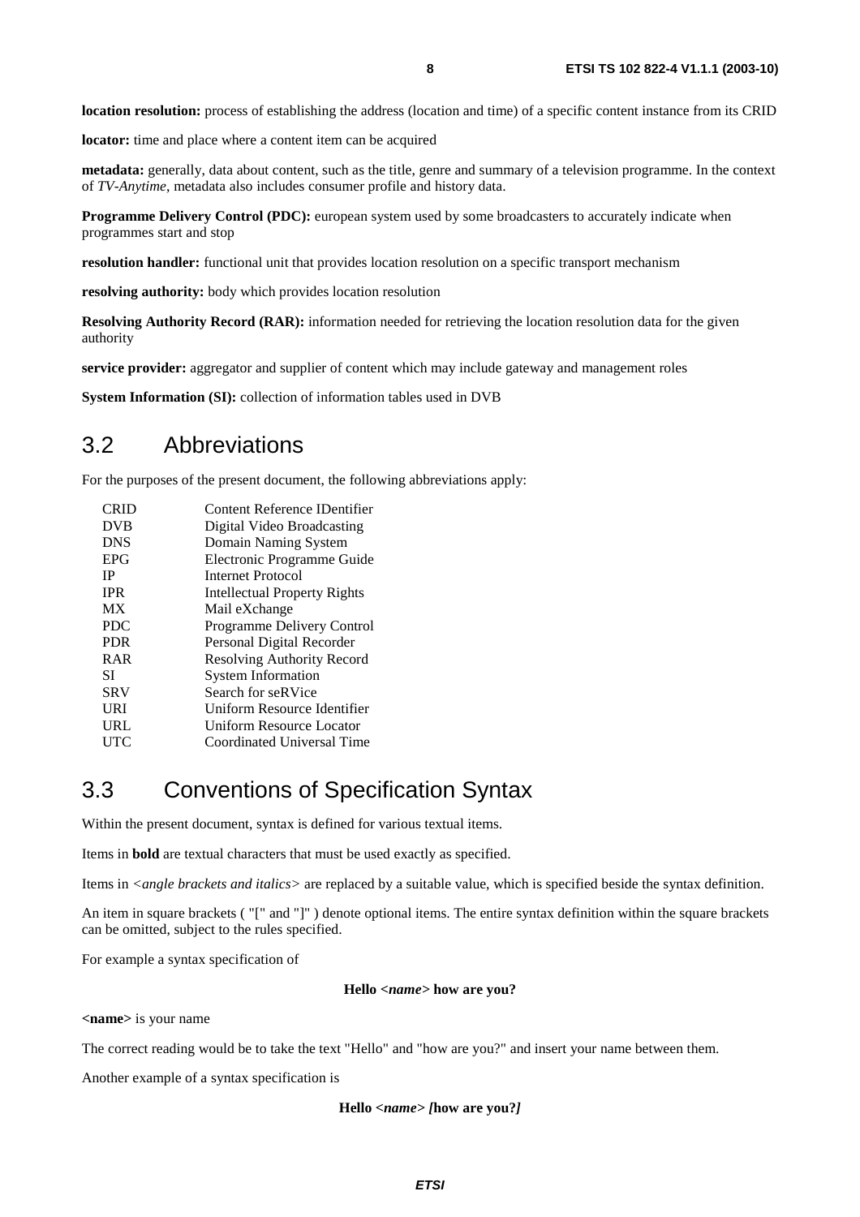**location resolution:** process of establishing the address (location and time) of a specific content instance from its CRID

**locator:** time and place where a content item can be acquired

**metadata:** generally, data about content, such as the title, genre and summary of a television programme. In the context of *TV-Anytime*, metadata also includes consumer profile and history data.

**Programme Delivery Control (PDC):** european system used by some broadcasters to accurately indicate when programmes start and stop

**resolution handler:** functional unit that provides location resolution on a specific transport mechanism

**resolving authority:** body which provides location resolution

**Resolving Authority Record (RAR):** information needed for retrieving the location resolution data for the given authority

**service provider:** aggregator and supplier of content which may include gateway and management roles

**System Information (SI):** collection of information tables used in DVB

## 3.2 Abbreviations

For the purposes of the present document, the following abbreviations apply:

| | |
|---|---|
| CRID | Content Reference IDentifier |
| DVB | Digital Video Broadcasting |
| DNS | Domain Naming System |
| EPG | Electronic Programme Guide |
| IP | Internet Protocol |
| IPR | Intellectual Property Rights |
| MX | Mail eXchange |
| PDC | Programme Delivery Control |
| PDR | Personal Digital Recorder |
| RAR | Resolving Authority Record |
| SI | System Information |
| SRV | Search for seRVice |
| URI | Uniform Resource Identifier |
| URL | Uniform Resource Locator |
| UTC | Coordinated Universal Time |

## 3.3 Conventions of Specification Syntax

Within the present document, syntax is defined for various textual items.

Items in **bold** are textual characters that must be used exactly as specified.

Items in *<angle brackets and italics>* are replaced by a suitable value, which is specified beside the syntax definition.

An item in square brackets ( "[" and "]" ) denote optional items. The entire syntax definition within the square brackets can be omitted, subject to the rules specified.

For example a syntax specification of

**Hello *<name>* how are you?**

**<name>** is your name

The correct reading would be to take the text "Hello" and "how are you?" and insert your name between them.

Another example of a syntax specification is

**Hello *<name>* *[*how are you?*]***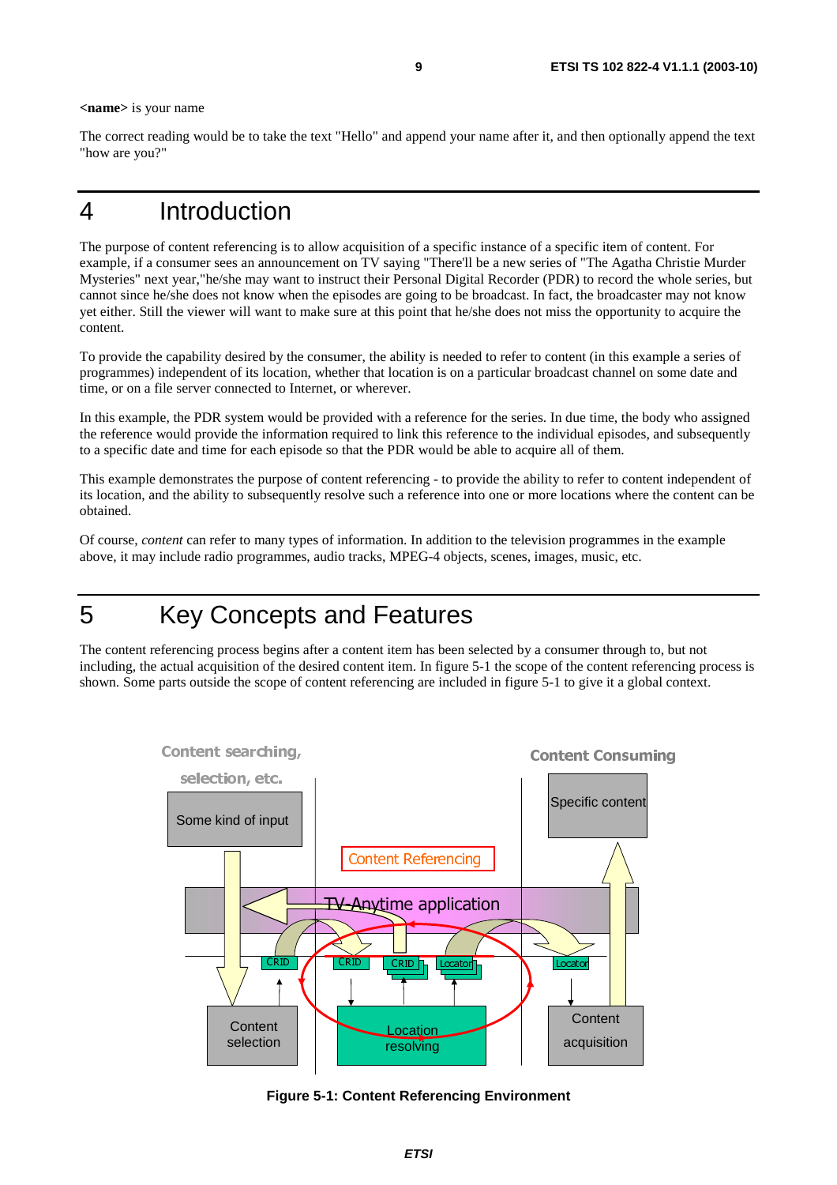**<name>** is your name

The correct reading would be to take the text "Hello" and append your name after it, and then optionally append the text "how are you?"

# 4 Introduction

The purpose of content referencing is to allow acquisition of a specific instance of a specific item of content. For example, if a consumer sees an announcement on TV saying "There'll be a new series of "The Agatha Christie Murder Mysteries" next year,"he/she may want to instruct their Personal Digital Recorder (PDR) to record the whole series, but cannot since he/she does not know when the episodes are going to be broadcast. In fact, the broadcaster may not know yet either. Still the viewer will want to make sure at this point that he/she does not miss the opportunity to acquire the content.

To provide the capability desired by the consumer, the ability is needed to refer to content (in this example a series of programmes) independent of its location, whether that location is on a particular broadcast channel on some date and time, or on a file server connected to Internet, or wherever.

In this example, the PDR system would be provided with a reference for the series. In due time, the body who assigned the reference would provide the information required to link this reference to the individual episodes, and subsequently to a specific date and time for each episode so that the PDR would be able to acquire all of them.

This example demonstrates the purpose of content referencing - to provide the ability to refer to content independent of its location, and the ability to subsequently resolve such a reference into one or more locations where the content can be obtained.

Of course, *content* can refer to many types of information. In addition to the television programmes in the example above, it may include radio programmes, audio tracks, MPEG-4 objects, scenes, images, music, etc.

# 5 Key Concepts and Features

The content referencing process begins after a content item has been selected by a consumer through to, but not including, the actual acquisition of the desired content item. In figure 5-1 the scope of the content referencing process is shown. Some parts outside the scope of content referencing are included in figure 5-1 to give it a global context.

**Figure 5-1: Content Referencing Environment**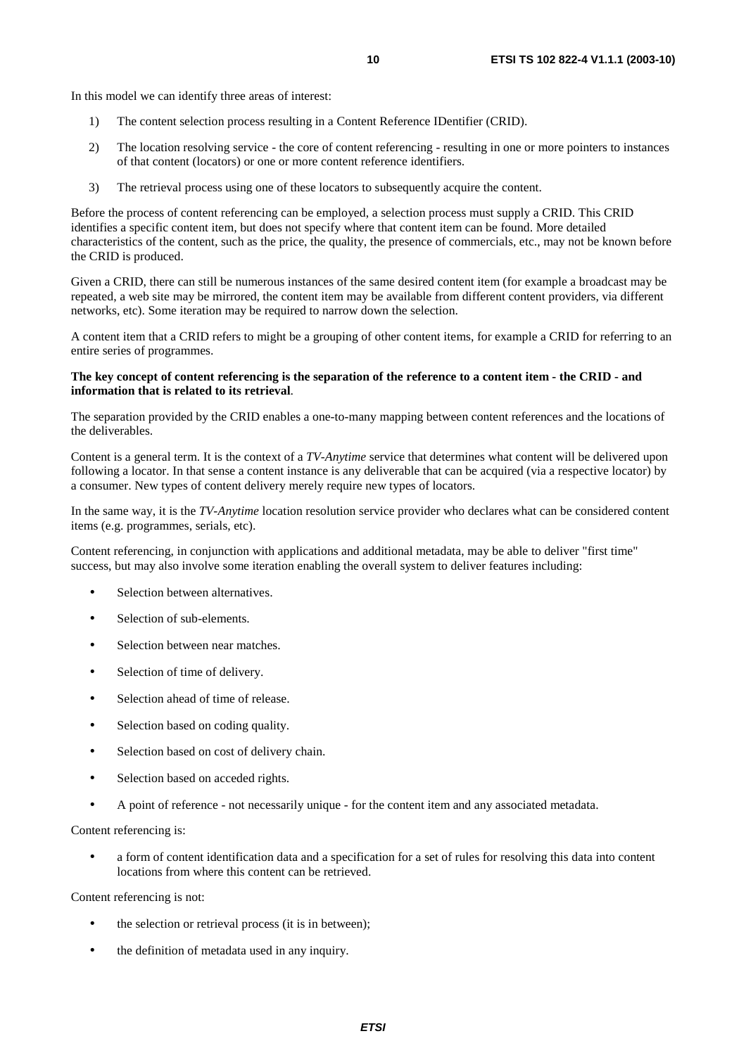In this model we can identify three areas of interest:

1) The content selection process resulting in a Content Reference IDentifier (CRID).

2) The location resolving service - the core of content referencing - resulting in one or more pointers to instances of that content (locators) or one or more content reference identifiers.

3) The retrieval process using one of these locators to subsequently acquire the content.

Before the process of content referencing can be employed, a selection process must supply a CRID. This CRID identifies a specific content item, but does not specify where that content item can be found. More detailed characteristics of the content, such as the price, the quality, the presence of commercials, etc., may not be known before the CRID is produced.

Given a CRID, there can still be numerous instances of the same desired content item (for example a broadcast may be repeated, a web site may be mirrored, the content item may be available from different content providers, via different networks, etc). Some iteration may be required to narrow down the selection.

A content item that a CRID refers to might be a grouping of other content items, for example a CRID for referring to an entire series of programmes.

**The key concept of content referencing is the separation of the reference to a content item - the CRID - and information that is related to its retrieval**.

The separation provided by the CRID enables a one-to-many mapping between content references and the locations of the deliverables.

Content is a general term. It is the context of a *TV-Anytime* service that determines what content will be delivered upon following a locator. In that sense a content instance is any deliverable that can be acquired (via a respective locator) by a consumer. New types of content delivery merely require new types of locators.

In the same way, it is the *TV-Anytime* location resolution service provider who declares what can be considered content items (e.g. programmes, serials, etc).

Content referencing, in conjunction with applications and additional metadata, may be able to deliver "first time" success, but may also involve some iteration enabling the overall system to deliver features including:

- Selection between alternatives.
- Selection of sub-elements.
- Selection between near matches.
- Selection of time of delivery.
- Selection ahead of time of release.
- Selection based on coding quality.
- Selection based on cost of delivery chain.
- Selection based on acceded rights.
- A point of reference - not necessarily unique - for the content item and any associated metadata.

Content referencing is:

- a form of content identification data and a specification for a set of rules for resolving this data into content locations from where this content can be retrieved.

Content referencing is not:

- the selection or retrieval process (it is in between);
- the definition of metadata used in any inquiry.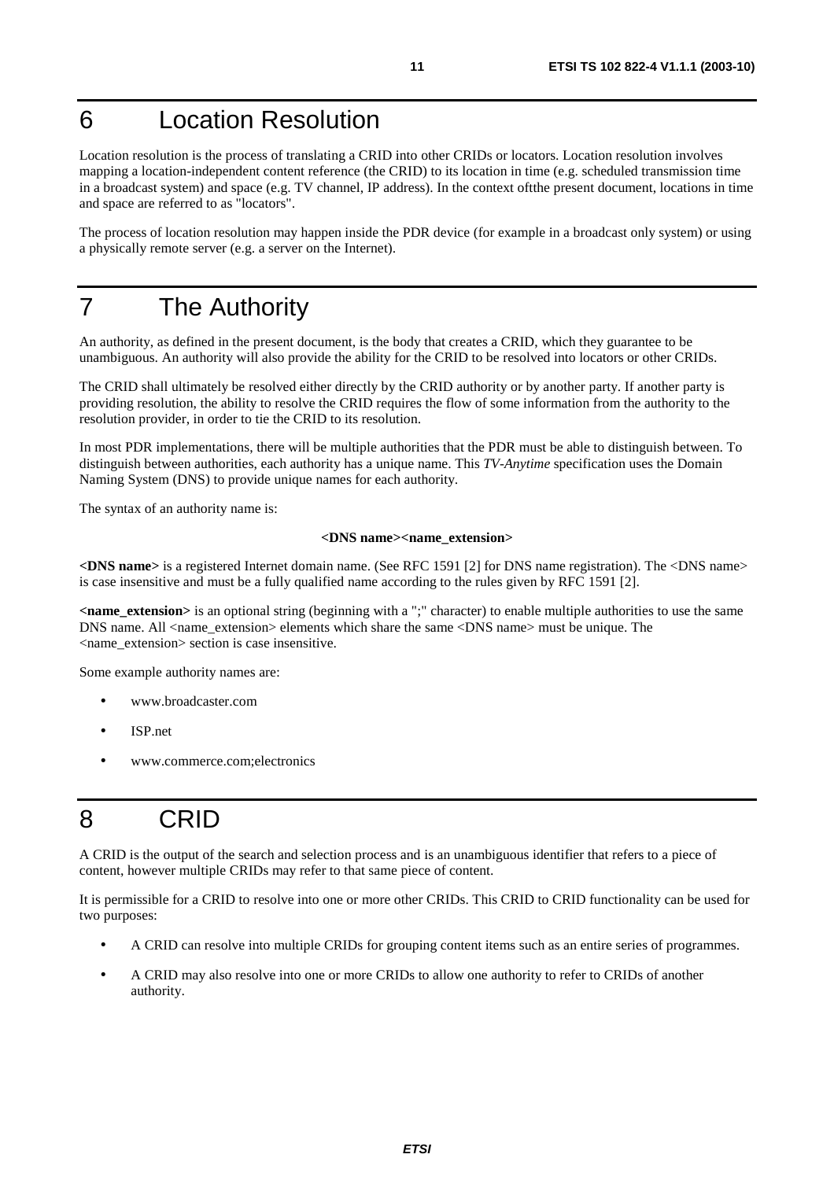# 6 Location Resolution

Location resolution is the process of translating a CRID into other CRIDs or locators. Location resolution involves mapping a location-independent content reference (the CRID) to its location in time (e.g. scheduled transmission time in a broadcast system) and space (e.g. TV channel, IP address). In the context ofthe present document, locations in time and space are referred to as "locators".

The process of location resolution may happen inside the PDR device (for example in a broadcast only system) or using a physically remote server (e.g. a server on the Internet).

# 7 The Authority

An authority, as defined in the present document, is the body that creates a CRID, which they guarantee to be unambiguous. An authority will also provide the ability for the CRID to be resolved into locators or other CRIDs.

The CRID shall ultimately be resolved either directly by the CRID authority or by another party. If another party is providing resolution, the ability to resolve the CRID requires the flow of some information from the authority to the resolution provider, in order to tie the CRID to its resolution.

In most PDR implementations, there will be multiple authorities that the PDR must be able to distinguish between. To distinguish between authorities, each authority has a unique name. This *TV-Anytime* specification uses the Domain Naming System (DNS) to provide unique names for each authority.

The syntax of an authority name is:

**<DNS name><name_extension>**

**<DNS name>** is a registered Internet domain name. (See RFC 1591 [2] for DNS name registration). The <DNS name> is case insensitive and must be a fully qualified name according to the rules given by RFC 1591 [2].

**<name_extension>** is an optional string (beginning with a ";" character) to enable multiple authorities to use the same DNS name. All <name_extension> elements which share the same <DNS name> must be unique. The <name_extension> section is case insensitive.

Some example authority names are:

- www.broadcaster.com
- ISP.net
- www.commerce.com;electronics

# 8 CRID

A CRID is the output of the search and selection process and is an unambiguous identifier that refers to a piece of content, however multiple CRIDs may refer to that same piece of content.

It is permissible for a CRID to resolve into one or more other CRIDs. This CRID to CRID functionality can be used for two purposes:

- A CRID can resolve into multiple CRIDs for grouping content items such as an entire series of programmes.
- A CRID may also resolve into one or more CRIDs to allow one authority to refer to CRIDs of another authority.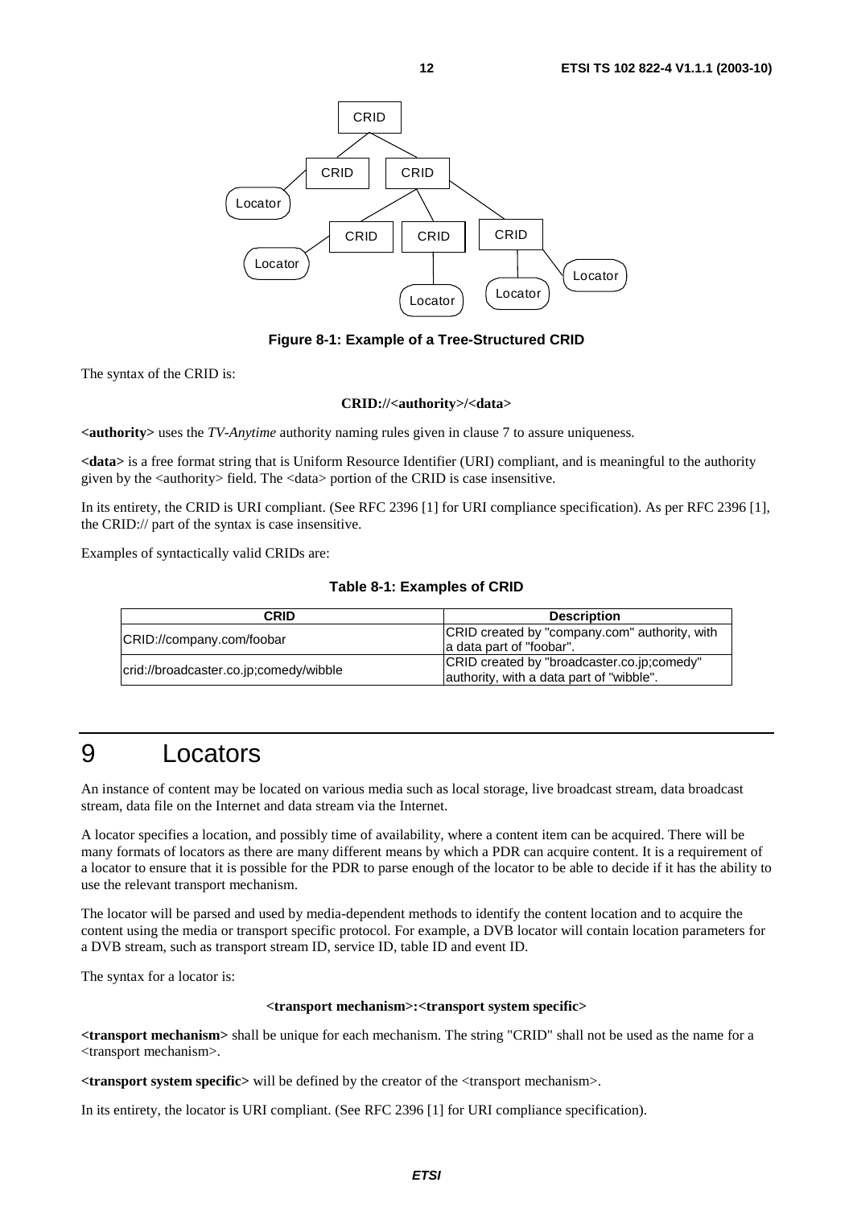**Figure 8-1: Example of a Tree-Structured CRID**

The syntax of the CRID is:

**CRID://<authority>/<data>**

**<authority>** uses the *TV-Anytime* authority naming rules given in clause 7 to assure uniqueness.

**<data>** is a free format string that is Uniform Resource Identifier (URI) compliant, and is meaningful to the authority given by the <authority> field. The <data> portion of the CRID is case insensitive.

In its entirety, the CRID is URI compliant. (See RFC 2396 [1] for URI compliance specification). As per RFC 2396 [1], the CRID:// part of the syntax is case insensitive.

Examples of syntactically valid CRIDs are:

**Table 8-1: Examples of CRID**

| CRID | Description |
|---|---|
| CRID://company.com/foobar | CRID created by "company.com" authority, with a data part of "foobar". |
| crid://broadcaster.co.jp;comedy/wibble | CRID created by "broadcaster.co.jp;comedy" authority, with a data part of "wibble". |

# 9 Locators

An instance of content may be located on various media such as local storage, live broadcast stream, data broadcast stream, data file on the Internet and data stream via the Internet.

A locator specifies a location, and possibly time of availability, where a content item can be acquired. There will be many formats of locators as there are many different means by which a PDR can acquire content. It is a requirement of a locator to ensure that it is possible for the PDR to parse enough of the locator to be able to decide if it has the ability to use the relevant transport mechanism.

The locator will be parsed and used by media-dependent methods to identify the content location and to acquire the content using the media or transport specific protocol. For example, a DVB locator will contain location parameters for a DVB stream, such as transport stream ID, service ID, table ID and event ID.

The syntax for a locator is:

**<transport mechanism>:<transport system specific>**

**<transport mechanism>** shall be unique for each mechanism. The string "CRID" shall not be used as the name for a <transport mechanism>.

**<transport system specific>** will be defined by the creator of the <transport mechanism>.

In its entirety, the locator is URI compliant. (See RFC 2396 [1] for URI compliance specification).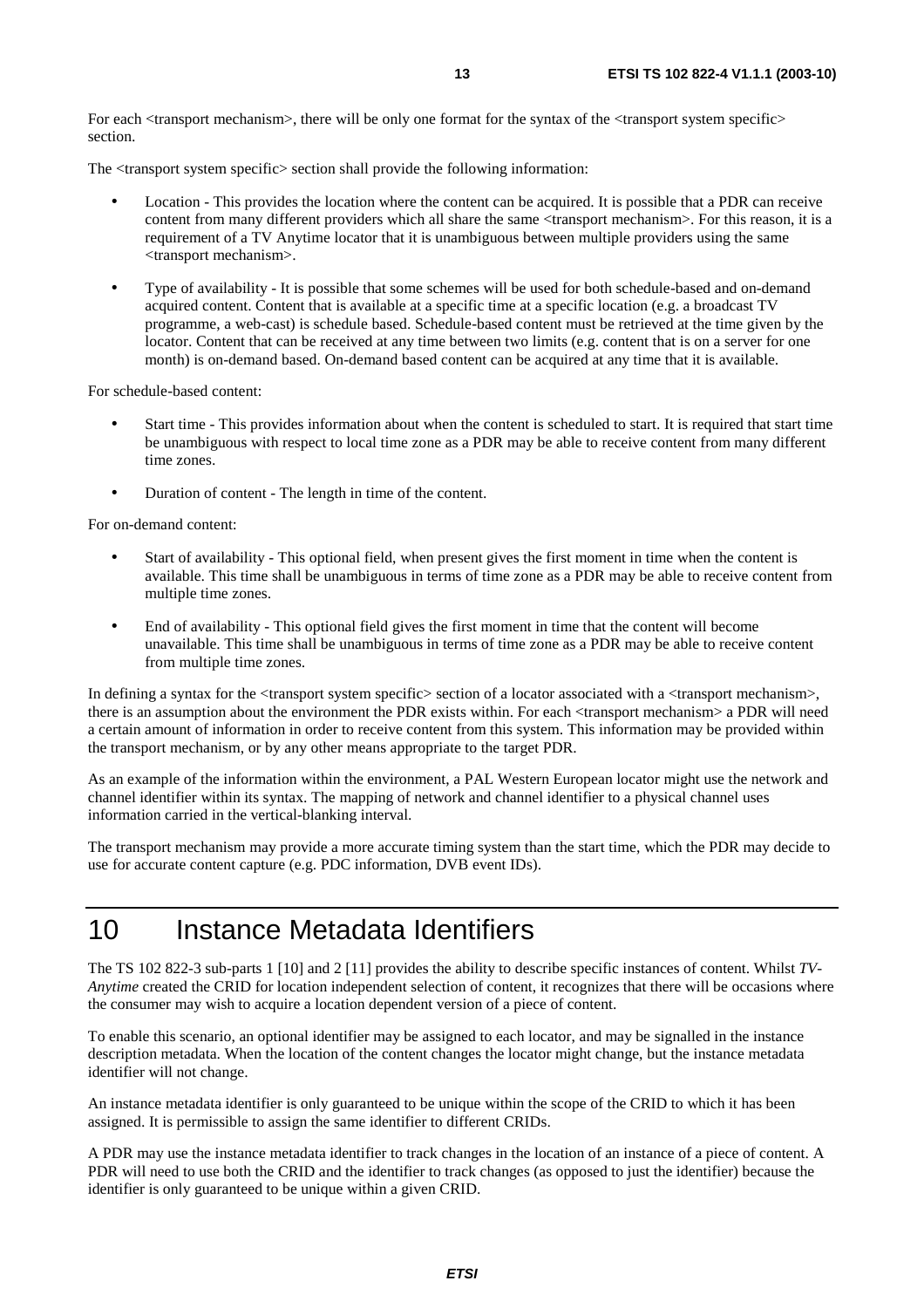For each <transport mechanism>, there will be only one format for the syntax of the <transport system specific> section.

The <transport system specific> section shall provide the following information:

- Location - This provides the location where the content can be acquired. It is possible that a PDR can receive content from many different providers which all share the same <transport mechanism>. For this reason, it is a requirement of a TV Anytime locator that it is unambiguous between multiple providers using the same <transport mechanism>.
- Type of availability - It is possible that some schemes will be used for both schedule-based and on-demand acquired content. Content that is available at a specific time at a specific location (e.g. a broadcast TV programme, a web-cast) is schedule based. Schedule-based content must be retrieved at the time given by the locator. Content that can be received at any time between two limits (e.g. content that is on a server for one month) is on-demand based. On-demand based content can be acquired at any time that it is available.

For schedule-based content:

- Start time - This provides information about when the content is scheduled to start. It is required that start time be unambiguous with respect to local time zone as a PDR may be able to receive content from many different time zones.
- Duration of content - The length in time of the content.

For on-demand content:

- Start of availability - This optional field, when present gives the first moment in time when the content is available. This time shall be unambiguous in terms of time zone as a PDR may be able to receive content from multiple time zones.
- End of availability - This optional field gives the first moment in time that the content will become unavailable. This time shall be unambiguous in terms of time zone as a PDR may be able to receive content from multiple time zones.

In defining a syntax for the <transport system specific> section of a locator associated with a <transport mechanism>, there is an assumption about the environment the PDR exists within. For each <transport mechanism> a PDR will need a certain amount of information in order to receive content from this system. This information may be provided within the transport mechanism, or by any other means appropriate to the target PDR.

As an example of the information within the environment, a PAL Western European locator might use the network and channel identifier within its syntax. The mapping of network and channel identifier to a physical channel uses information carried in the vertical-blanking interval.

The transport mechanism may provide a more accurate timing system than the start time, which the PDR may decide to use for accurate content capture (e.g. PDC information, DVB event IDs).

# 10 Instance Metadata Identifiers

The TS 102 822-3 sub-parts 1 [10] and 2 [11] provides the ability to describe specific instances of content. Whilst *TV-Anytime* created the CRID for location independent selection of content, it recognizes that there will be occasions where the consumer may wish to acquire a location dependent version of a piece of content.

To enable this scenario, an optional identifier may be assigned to each locator, and may be signalled in the instance description metadata. When the location of the content changes the locator might change, but the instance metadata identifier will not change.

An instance metadata identifier is only guaranteed to be unique within the scope of the CRID to which it has been assigned. It is permissible to assign the same identifier to different CRIDs.

A PDR may use the instance metadata identifier to track changes in the location of an instance of a piece of content. A PDR will need to use both the CRID and the identifier to track changes (as opposed to just the identifier) because the identifier is only guaranteed to be unique within a given CRID.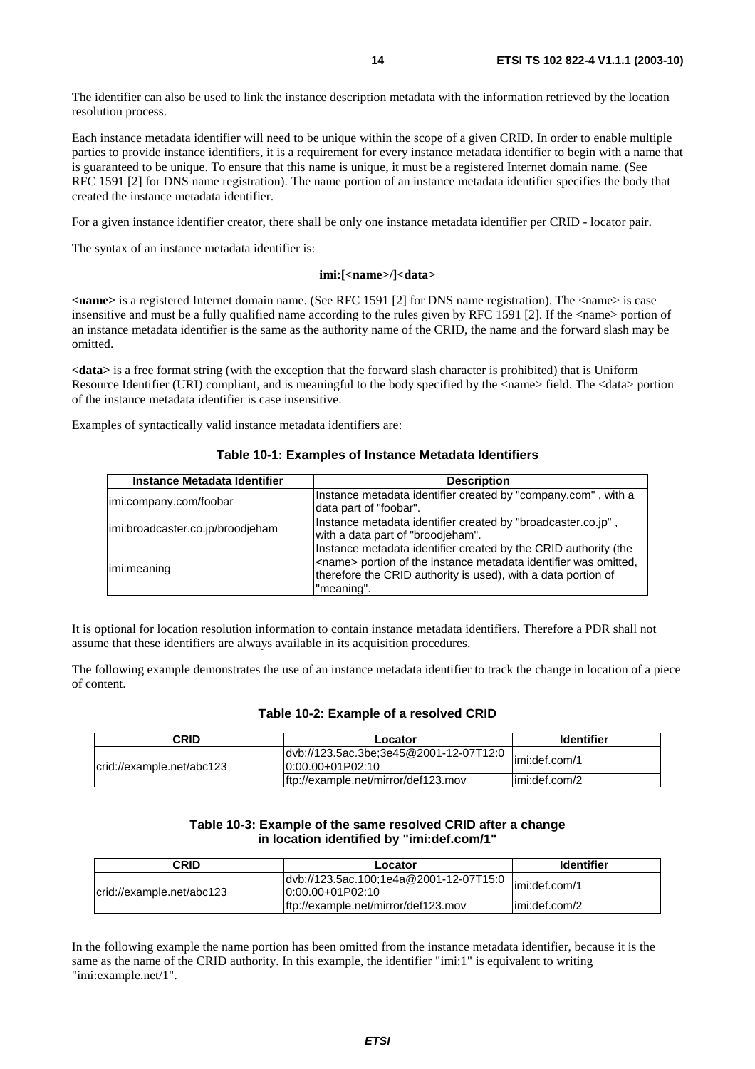The identifier can also be used to link the instance description metadata with the information retrieved by the location resolution process.

Each instance metadata identifier will need to be unique within the scope of a given CRID. In order to enable multiple parties to provide instance identifiers, it is a requirement for every instance metadata identifier to begin with a name that is guaranteed to be unique. To ensure that this name is unique, it must be a registered Internet domain name. (See RFC 1591 [2] for DNS name registration). The name portion of an instance metadata identifier specifies the body that created the instance metadata identifier.

For a given instance identifier creator, there shall be only one instance metadata identifier per CRID - locator pair.

The syntax of an instance metadata identifier is:

**imi:[<name>/]<data>**

**<name>** is a registered Internet domain name. (See RFC 1591 [2] for DNS name registration). The <name> is case insensitive and must be a fully qualified name according to the rules given by RFC 1591 [2]. If the <name> portion of an instance metadata identifier is the same as the authority name of the CRID, the name and the forward slash may be omitted.

**<data>** is a free format string (with the exception that the forward slash character is prohibited) that is Uniform Resource Identifier (URI) compliant, and is meaningful to the body specified by the <name> field. The <data> portion of the instance metadata identifier is case insensitive.

Examples of syntactically valid instance metadata identifiers are:

**Table 10-1: Examples of Instance Metadata Identifiers**

| Instance Metadata Identifier | Description |
|---|---|
| imi:company.com/foobar | Instance metadata identifier created by "company.com" , with a data part of "foobar". |
| imi:broadcaster.co.jp/broodjeham | Instance metadata identifier created by "broadcaster.co.jp" , with a data part of "broodjeham". |
| imi:meaning | Instance metadata identifier created by the CRID authority (the <name> portion of the instance metadata identifier was omitted, therefore the CRID authority is used), with a data portion of "meaning". |

It is optional for location resolution information to contain instance metadata identifiers. Therefore a PDR shall not assume that these identifiers are always available in its acquisition procedures.

The following example demonstrates the use of an instance metadata identifier to track the change in location of a piece of content.

**Table 10-2: Example of a resolved CRID**

| CRID | Locator | Identifier |
|---|---|---|
| crid://example.net/abc123 | dvb://123.5ac.3be;3e45@2001-12-07T12:00:00.00+01P02:10 | imi:def.com/1 |
| | ftp://example.net/mirror/def123.mov | imi:def.com/2 |

**Table 10-3: Example of the same resolved CRID after a change in location identified by "imi:def.com/1"**

| CRID | Locator | Identifier |
|---|---|---|
| crid://example.net/abc123 | dvb://123.5ac.100;1e4a@2001-12-07T15:00:00.00+01P02:10 | imi:def.com/1 |
| | ftp://example.net/mirror/def123.mov | imi:def.com/2 |

In the following example the name portion has been omitted from the instance metadata identifier, because it is the same as the name of the CRID authority. In this example, the identifier "imi:1" is equivalent to writing "imi:example.net/1".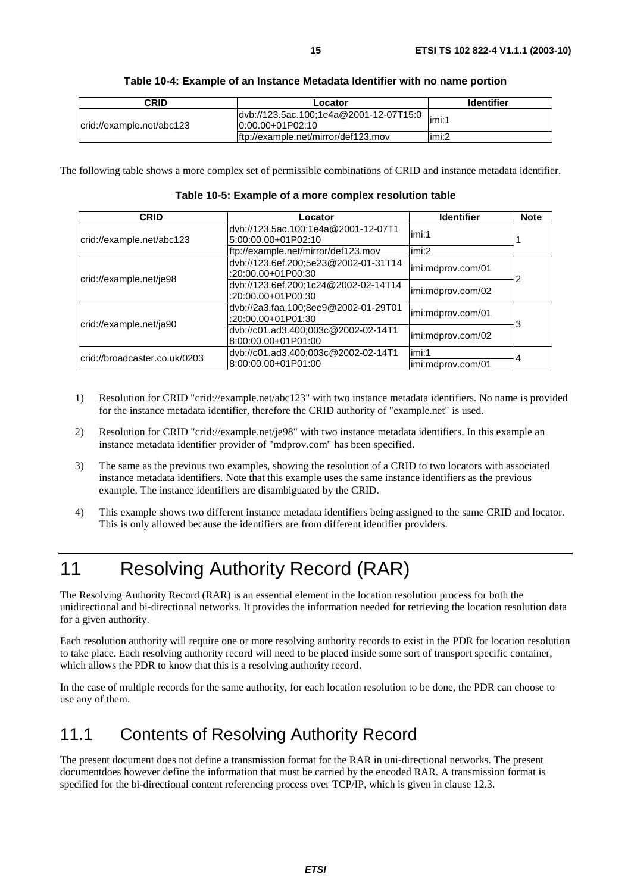**Table 10-4: Example of an Instance Metadata Identifier with no name portion**

| CRID | Locator | Identifier |
|---|---|---|
| crid://example.net/abc123 | dvb://123.5ac.100;1e4a@2001-12-07T15:00:00.00+01P02:10 | imi:1 |
| | ftp://example.net/mirror/def123.mov | imi:2 |

The following table shows a more complex set of permissible combinations of CRID and instance metadata identifier.

**Table 10-5: Example of a more complex resolution table**

| CRID | Locator | Identifier | Note |
|---|---|---|---|
| crid://example.net/abc123 | dvb://123.5ac.100;1e4a@2001-12-07T15:00:00.00+01P02:10 | imi:1 | 1 |
| | ftp://example.net/mirror/def123.mov | imi:2 | |
| crid://example.net/je98 | dvb://123.6ef.200;5e23@2002-01-31T14:20:00.00+01P00:30 | imi:mdprov.com/01 | 2 |
| | dvb://123.6ef.200;1c24@2002-02-14T14:20:00.00+01P00:30 | imi:mdprov.com/02 | |
| crid://example.net/ja90 | dvb://2a3.faa.100;8ee9@2002-01-29T01:20:00.00+01P01:30 | imi:mdprov.com/01 | 3 |
| | dvb://c01.ad3.400;003c@2002-02-14T18:00:00.00+01P01:00 | imi:mdprov.com/02 | |
| crid://broadcaster.co.uk/0203 | dvb://c01.ad3.400;003c@2002-02-14T18:00:00.00+01P01:00 | imi:1 | 4 |
| | | imi:mdprov.com/01 | |

1) Resolution for CRID "crid://example.net/abc123" with two instance metadata identifiers. No name is provided for the instance metadata identifier, therefore the CRID authority of "example.net" is used.

2) Resolution for CRID "crid://example.net/je98" with two instance metadata identifiers. In this example an instance metadata identifier provider of "mdprov.com" has been specified.

3) The same as the previous two examples, showing the resolution of a CRID to two locators with associated instance metadata identifiers. Note that this example uses the same instance identifiers as the previous example. The instance identifiers are disambiguated by the CRID.

4) This example shows two different instance metadata identifiers being assigned to the same CRID and locator. This is only allowed because the identifiers are from different identifier providers.

# 11 Resolving Authority Record (RAR)

The Resolving Authority Record (RAR) is an essential element in the location resolution process for both the unidirectional and bi-directional networks. It provides the information needed for retrieving the location resolution data for a given authority.

Each resolution authority will require one or more resolving authority records to exist in the PDR for location resolution to take place. Each resolving authority record will need to be placed inside some sort of transport specific container, which allows the PDR to know that this is a resolving authority record.

In the case of multiple records for the same authority, for each location resolution to be done, the PDR can choose to use any of them.

## 11.1 Contents of Resolving Authority Record

The present document does not define a transmission format for the RAR in uni-directional networks. The present documentdoes however define the information that must be carried by the encoded RAR. A transmission format is specified for the bi-directional content referencing process over TCP/IP, which is given in clause 12.3.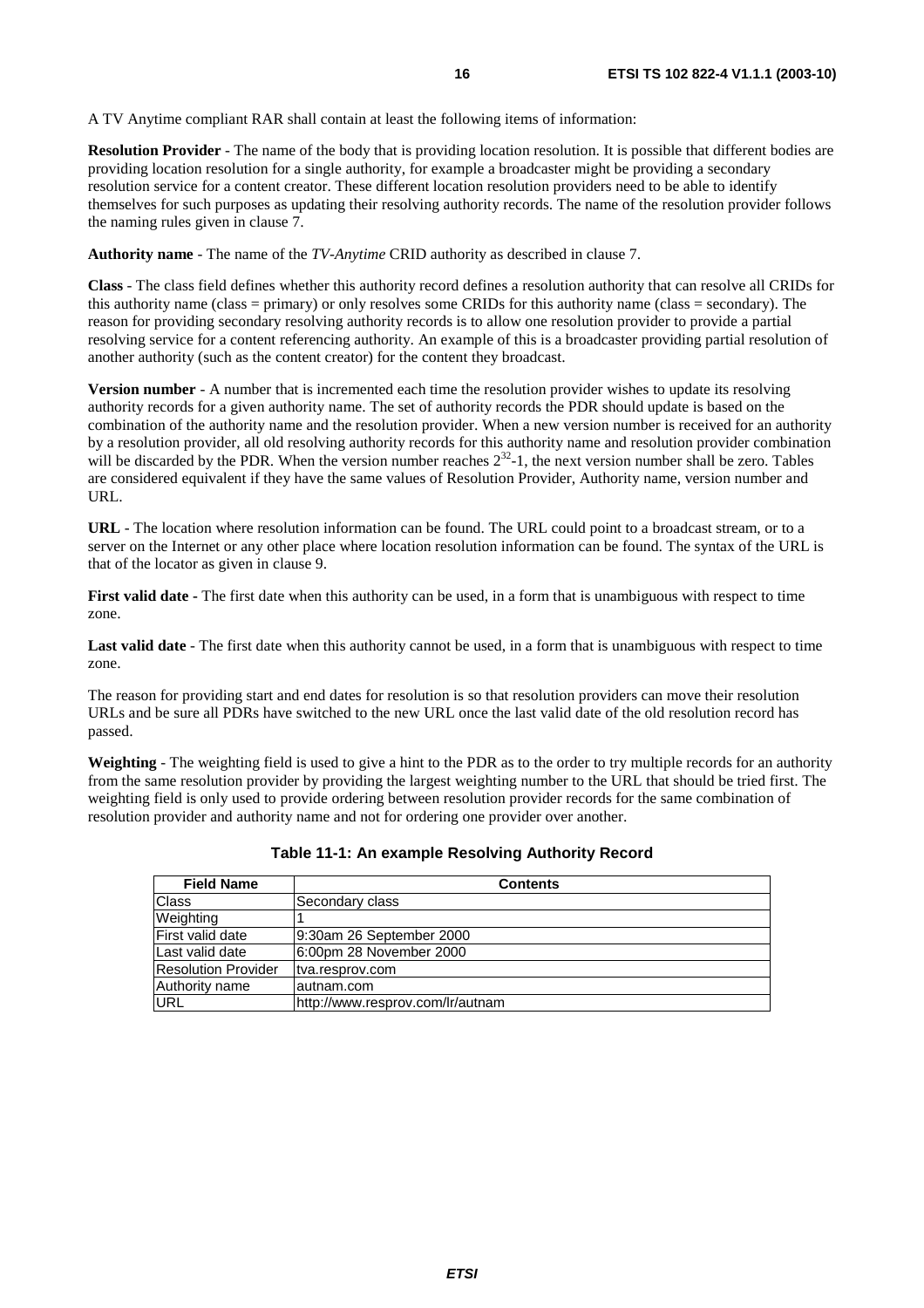A TV Anytime compliant RAR shall contain at least the following items of information:

**Resolution Provider** - The name of the body that is providing location resolution. It is possible that different bodies are providing location resolution for a single authority, for example a broadcaster might be providing a secondary resolution service for a content creator. These different location resolution providers need to be able to identify themselves for such purposes as updating their resolving authority records. The name of the resolution provider follows the naming rules given in clause 7.

**Authority name** - The name of the *TV-Anytime* CRID authority as described in clause 7.

**Class** - The class field defines whether this authority record defines a resolution authority that can resolve all CRIDs for this authority name (class = primary) or only resolves some CRIDs for this authority name (class = secondary). The reason for providing secondary resolving authority records is to allow one resolution provider to provide a partial resolving service for a content referencing authority. An example of this is a broadcaster providing partial resolution of another authority (such as the content creator) for the content they broadcast.

**Version number** - A number that is incremented each time the resolution provider wishes to update its resolving authority records for a given authority name. The set of authority records the PDR should update is based on the combination of the authority name and the resolution provider. When a new version number is received for an authority by a resolution provider, all old resolving authority records for this authority name and resolution provider combination will be discarded by the PDR. When the version number reaches $2^{32}$-1, the next version number shall be zero. Tables are considered equivalent if they have the same values of Resolution Provider, Authority name, version number and URL.

**URL** - The location where resolution information can be found. The URL could point to a broadcast stream, or to a server on the Internet or any other place where location resolution information can be found. The syntax of the URL is that of the locator as given in clause 9.

**First valid date** - The first date when this authority can be used, in a form that is unambiguous with respect to time zone.

**Last valid date** - The first date when this authority cannot be used, in a form that is unambiguous with respect to time zone.

The reason for providing start and end dates for resolution is so that resolution providers can move their resolution URLs and be sure all PDRs have switched to the new URL once the last valid date of the old resolution record has passed.

**Weighting** - The weighting field is used to give a hint to the PDR as to the order to try multiple records for an authority from the same resolution provider by providing the largest weighting number to the URL that should be tried first. The weighting field is only used to provide ordering between resolution provider records for the same combination of resolution provider and authority name and not for ordering one provider over another.

**Table 11-1: An example Resolving Authority Record**

| Field Name | Contents |
|---|---|
| Class | Secondary class |
| Weighting | 1 |
| First valid date | 9:30am 26 September 2000 |
| Last valid date | 6:00pm 28 November 2000 |
| Resolution Provider | tva.resprov.com |
| Authority name | autnam.com |
| URL | http://www.resprov.com/lr/autnam |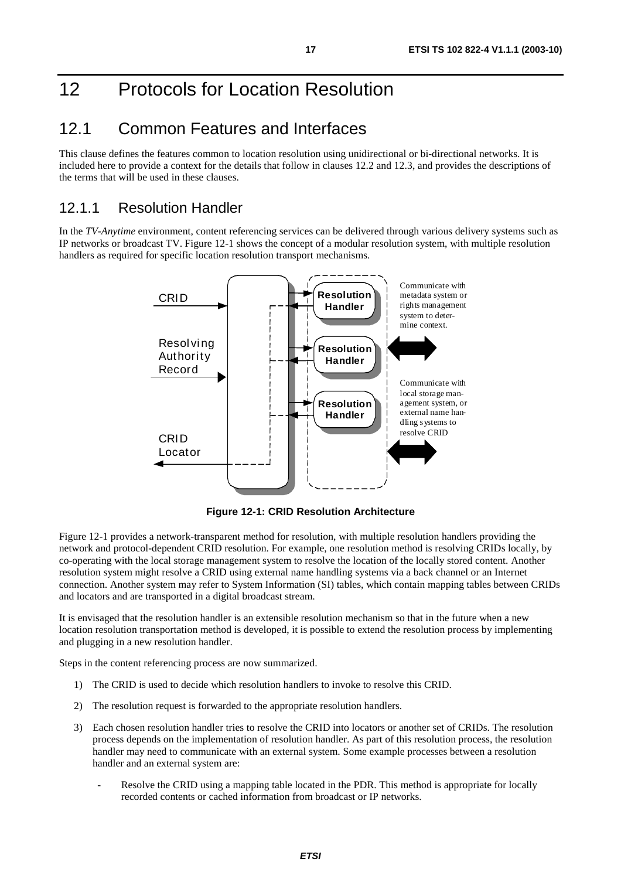# 12 Protocols for Location Resolution

## 12.1 Common Features and Interfaces

This clause defines the features common to location resolution using unidirectional or bi-directional networks. It is included here to provide a context for the details that follow in clauses 12.2 and 12.3, and provides the descriptions of the terms that will be used in these clauses.

### 12.1.1 Resolution Handler

In the *TV-Anytime* environment, content referencing services can be delivered through various delivery systems such as IP networks or broadcast TV. Figure 12-1 shows the concept of a modular resolution system, with multiple resolution handlers as required for specific location resolution transport mechanisms.

**Figure 12-1: CRID Resolution Architecture**

Figure 12-1 provides a network-transparent method for resolution, with multiple resolution handlers providing the network and protocol-dependent CRID resolution. For example, one resolution method is resolving CRIDs locally, by co-operating with the local storage management system to resolve the location of the locally stored content. Another resolution system might resolve a CRID using external name handling systems via a back channel or an Internet connection. Another system may refer to System Information (SI) tables, which contain mapping tables between CRIDs and locators and are transported in a digital broadcast stream.

It is envisaged that the resolution handler is an extensible resolution mechanism so that in the future when a new location resolution transportation method is developed, it is possible to extend the resolution process by implementing and plugging in a new resolution handler.

Steps in the content referencing process are now summarized.

1) The CRID is used to decide which resolution handlers to invoke to resolve this CRID.
2) The resolution request is forwarded to the appropriate resolution handlers.
3) Each chosen resolution handler tries to resolve the CRID into locators or another set of CRIDs. The resolution process depends on the implementation of resolution handler. As part of this resolution process, the resolution handler may need to communicate with an external system. Some example processes between a resolution handler and an external system are:
   - Resolve the CRID using a mapping table located in the PDR. This method is appropriate for locally recorded contents or cached information from broadcast or IP networks.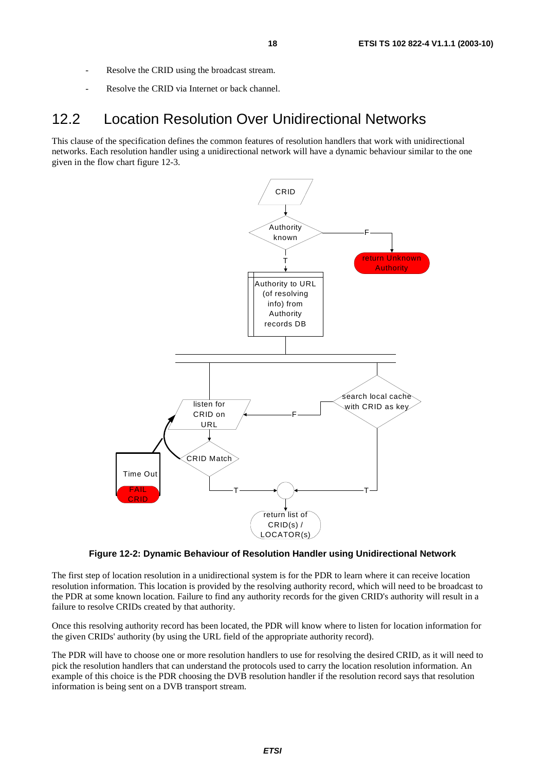- Resolve the CRID using the broadcast stream.
- Resolve the CRID via Internet or back channel.

## 12.2 Location Resolution Over Unidirectional Networks

This clause of the specification defines the common features of resolution handlers that work with unidirectional networks. Each resolution handler using a unidirectional network will have a dynamic behaviour similar to the one given in the flow chart figure 12-3.

**Figure 12-2: Dynamic Behaviour of Resolution Handler using Unidirectional Network**

The first step of location resolution in a unidirectional system is for the PDR to learn where it can receive location resolution information. This location is provided by the resolving authority record, which will need to be broadcast to the PDR at some known location. Failure to find any authority records for the given CRID's authority will result in a failure to resolve CRIDs created by that authority.

Once this resolving authority record has been located, the PDR will know where to listen for location information for the given CRIDs' authority (by using the URL field of the appropriate authority record).

The PDR will have to choose one or more resolution handlers to use for resolving the desired CRID, as it will need to pick the resolution handlers that can understand the protocols used to carry the location resolution information. An example of this choice is the PDR choosing the DVB resolution handler if the resolution record says that resolution information is being sent on a DVB transport stream.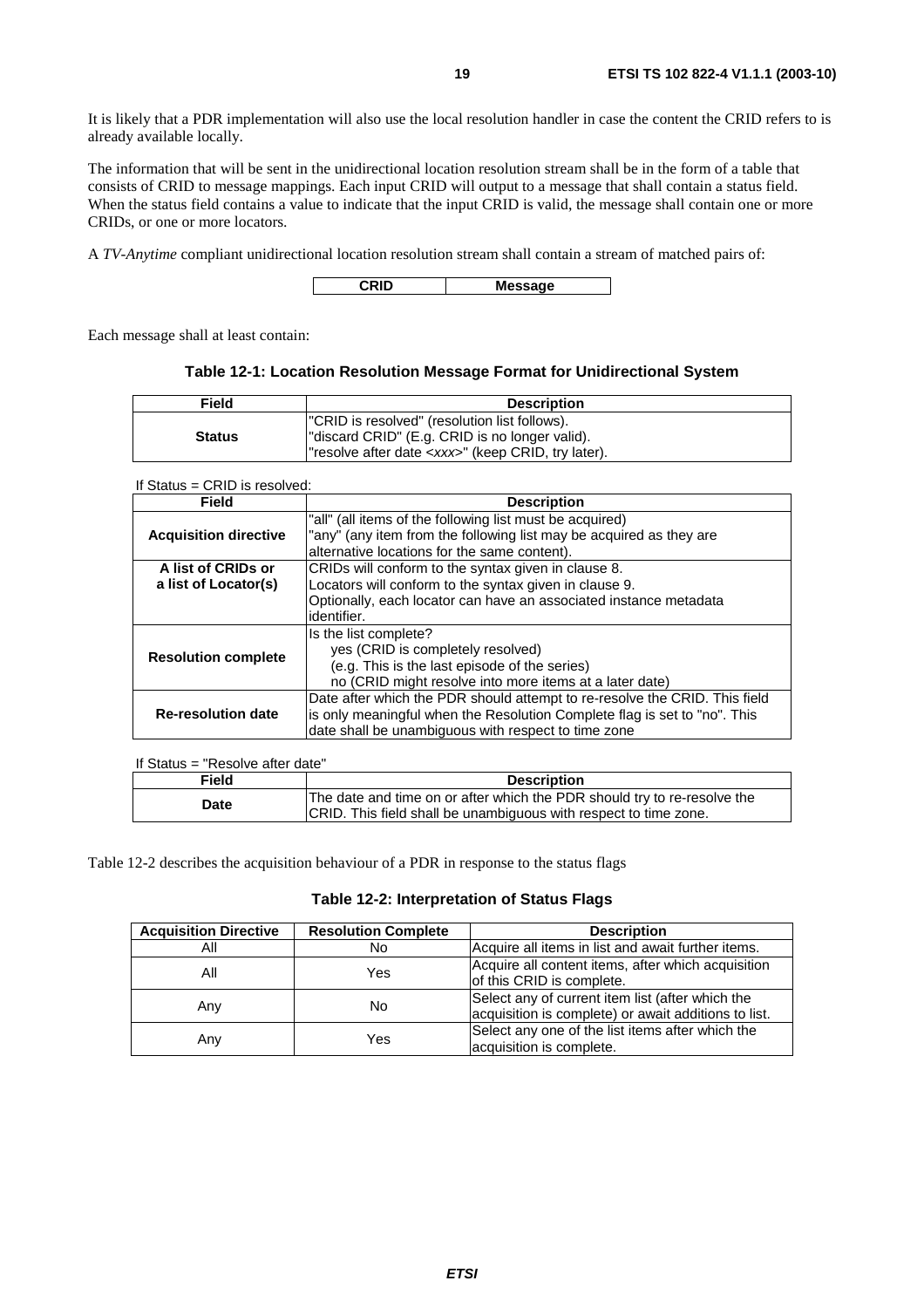It is likely that a PDR implementation will also use the local resolution handler in case the content the CRID refers to is already available locally.

The information that will be sent in the unidirectional location resolution stream shall be in the form of a table that consists of CRID to message mappings. Each input CRID will output to a message that shall contain a status field. When the status field contains a value to indicate that the input CRID is valid, the message shall contain one or more CRIDs, or one or more locators.

A *TV-Anytime* compliant unidirectional location resolution stream shall contain a stream of matched pairs of:

| CRID | Message |
|---|---|

Each message shall at least contain:

**Table 12-1: Location Resolution Message Format for Unidirectional System**

| Field | Description |
|---|---|
| **Status** | "CRID is resolved" (resolution list follows).<br>"discard CRID" (E.g. CRID is no longer valid).<br>"resolve after date <*xxx*>" (keep CRID, try later). |

If Status = CRID is resolved:

| Field | Description |
|---|---|
| **Acquisition directive** | "all" (all items of the following list must be acquired)<br>"any" (any item from the following list may be acquired as they are alternative locations for the same content). |
| **A list of CRIDs or a list of Locator(s)** | CRIDs will conform to the syntax given in clause 8.<br>Locators will conform to the syntax given in clause 9.<br>Optionally, each locator can have an associated instance metadata identifier. |
| **Resolution complete** | Is the list complete?<br>yes (CRID is completely resolved)<br>(e.g. This is the last episode of the series)<br>no (CRID might resolve into more items at a later date) |
| **Re-resolution date** | Date after which the PDR should attempt to re-resolve the CRID. This field is only meaningful when the Resolution Complete flag is set to "no". This date shall be unambiguous with respect to time zone |

If Status = "Resolve after date"

| Field | Description |
|---|---|
| **Date** | The date and time on or after which the PDR should try to re-resolve the CRID. This field shall be unambiguous with respect to time zone. |

Table 12-2 describes the acquisition behaviour of a PDR in response to the status flags

**Table 12-2: Interpretation of Status Flags**

| Acquisition Directive | Resolution Complete | Description |
|---|---|---|
| All | No | Acquire all items in list and await further items. |
| All | Yes | Acquire all content items, after which acquisition of this CRID is complete. |
| Any | No | Select any of current item list (after which the acquisition is complete) or await additions to list. |
| Any | Yes | Select any one of the list items after which the acquisition is complete. |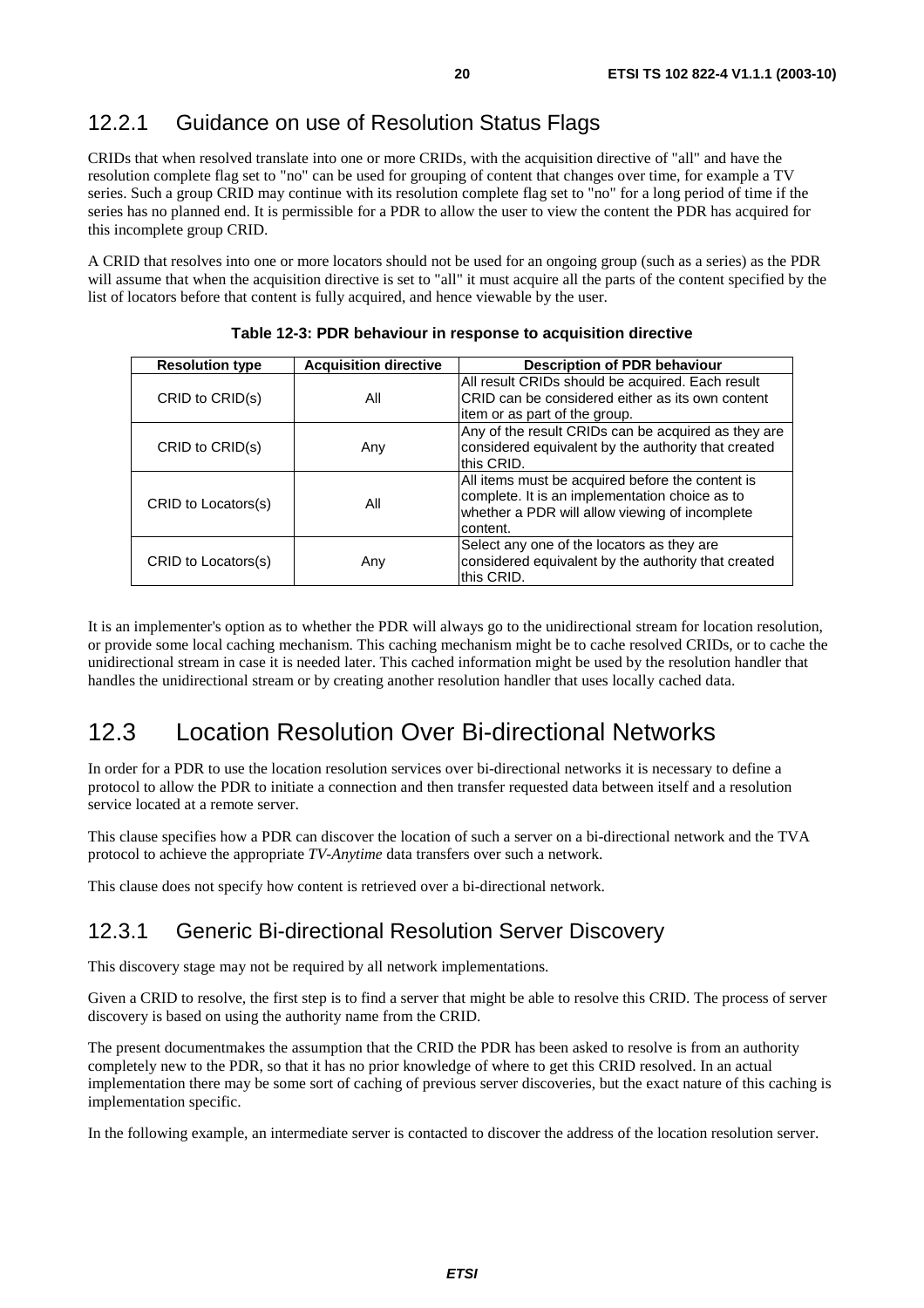### 12.2.1 Guidance on use of Resolution Status Flags

CRIDs that when resolved translate into one or more CRIDs, with the acquisition directive of "all" and have the resolution complete flag set to "no" can be used for grouping of content that changes over time, for example a TV series. Such a group CRID may continue with its resolution complete flag set to "no" for a long period of time if the series has no planned end. It is permissible for a PDR to allow the user to view the content the PDR has acquired for this incomplete group CRID.

A CRID that resolves into one or more locators should not be used for an ongoing group (such as a series) as the PDR will assume that when the acquisition directive is set to "all" it must acquire all the parts of the content specified by the list of locators before that content is fully acquired, and hence viewable by the user.

**Table 12-3: PDR behaviour in response to acquisition directive**

| Resolution type | Acquisition directive | Description of PDR behaviour |
|---|---|---|
| CRID to CRID(s) | All | All result CRIDs should be acquired. Each result CRID can be considered either as its own content item or as part of the group. |
| CRID to CRID(s) | Any | Any of the result CRIDs can be acquired as they are considered equivalent by the authority that created this CRID. |
| CRID to Locators(s) | All | All items must be acquired before the content is complete. It is an implementation choice as to whether a PDR will allow viewing of incomplete content. |
| CRID to Locators(s) | Any | Select any one of the locators as they are considered equivalent by the authority that created this CRID. |

It is an implementer's option as to whether the PDR will always go to the unidirectional stream for location resolution, or provide some local caching mechanism. This caching mechanism might be to cache resolved CRIDs, or to cache the unidirectional stream in case it is needed later. This cached information might be used by the resolution handler that handles the unidirectional stream or by creating another resolution handler that uses locally cached data.

## 12.3 Location Resolution Over Bi-directional Networks

In order for a PDR to use the location resolution services over bi-directional networks it is necessary to define a protocol to allow the PDR to initiate a connection and then transfer requested data between itself and a resolution service located at a remote server.

This clause specifies how a PDR can discover the location of such a server on a bi-directional network and the TVA protocol to achieve the appropriate *TV-Anytime* data transfers over such a network.

This clause does not specify how content is retrieved over a bi-directional network.

### 12.3.1 Generic Bi-directional Resolution Server Discovery

This discovery stage may not be required by all network implementations.

Given a CRID to resolve, the first step is to find a server that might be able to resolve this CRID. The process of server discovery is based on using the authority name from the CRID.

The present documentmakes the assumption that the CRID the PDR has been asked to resolve is from an authority completely new to the PDR, so that it has no prior knowledge of where to get this CRID resolved. In an actual implementation there may be some sort of caching of previous server discoveries, but the exact nature of this caching is implementation specific.

In the following example, an intermediate server is contacted to discover the address of the location resolution server.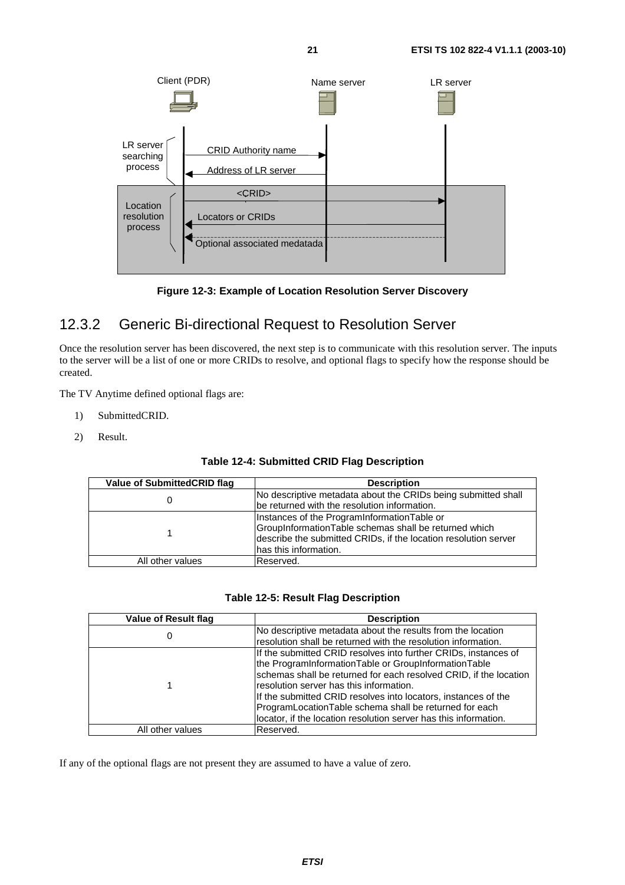Figure 12-3: Example of Location Resolution Server Discovery

## 12.3.2 Generic Bi-directional Request to Resolution Server

Once the resolution server has been discovered, the next step is to communicate with this resolution server. The inputs to the server will be a list of one or more CRIDs to resolve, and optional flags to specify how the response should be created.

The TV Anytime defined optional flags are:

1) SubmittedCRID.

2) Result.

**Table 12-4: Submitted CRID Flag Description**

| Value of SubmittedCRID flag | Description |
|---|---|
| 0 | No descriptive metadata about the CRIDs being submitted shall be returned with the resolution information. |
| 1 | Instances of the ProgramInformationTable or GroupInformationTable schemas shall be returned which describe the submitted CRIDs, if the location resolution server has this information. |
| All other values | Reserved. |

**Table 12-5: Result Flag Description**

| Value of Result flag | Description |
|---|---|
| 0 | No descriptive metadata about the results from the location resolution shall be returned with the resolution information. |
| 1 | If the submitted CRID resolves into further CRIDs, instances of the ProgramInformationTable or GroupInformationTable schemas shall be returned for each resolved CRID, if the location resolution server has this information.<br>If the submitted CRID resolves into locators, instances of the ProgramLocationTable schema shall be returned for each locator, if the location resolution server has this information. |
| All other values | Reserved. |

If any of the optional flags are not present they are assumed to have a value of zero.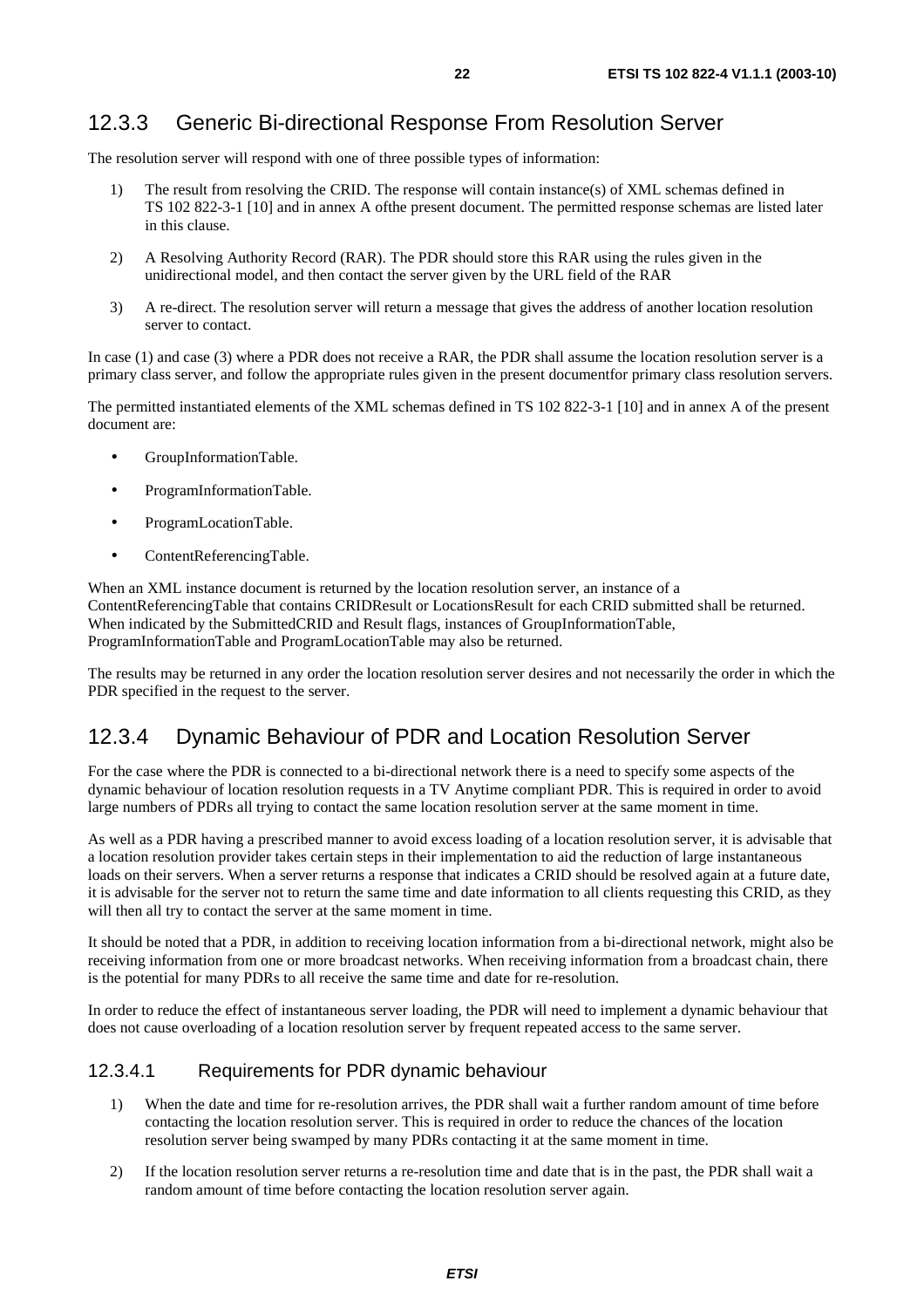## 12.3.3 Generic Bi-directional Response From Resolution Server

The resolution server will respond with one of three possible types of information:

1) The result from resolving the CRID. The response will contain instance(s) of XML schemas defined in TS 102 822-3-1 [10] and in annex A ofthe present document. The permitted response schemas are listed later in this clause.

2) A Resolving Authority Record (RAR). The PDR should store this RAR using the rules given in the unidirectional model, and then contact the server given by the URL field of the RAR

3) A re-direct. The resolution server will return a message that gives the address of another location resolution server to contact.

In case (1) and case (3) where a PDR does not receive a RAR, the PDR shall assume the location resolution server is a primary class server, and follow the appropriate rules given in the present documentfor primary class resolution servers.

The permitted instantiated elements of the XML schemas defined in TS 102 822-3-1 [10] and in annex A of the present document are:

- GroupInformationTable.
- ProgramInformationTable.
- ProgramLocationTable.
- ContentReferencingTable.

When an XML instance document is returned by the location resolution server, an instance of a ContentReferencingTable that contains CRIDResult or LocationsResult for each CRID submitted shall be returned. When indicated by the SubmittedCRID and Result flags, instances of GroupInformationTable, ProgramInformationTable and ProgramLocationTable may also be returned.

The results may be returned in any order the location resolution server desires and not necessarily the order in which the PDR specified in the request to the server.

## 12.3.4 Dynamic Behaviour of PDR and Location Resolution Server

For the case where the PDR is connected to a bi-directional network there is a need to specify some aspects of the dynamic behaviour of location resolution requests in a TV Anytime compliant PDR. This is required in order to avoid large numbers of PDRs all trying to contact the same location resolution server at the same moment in time.

As well as a PDR having a prescribed manner to avoid excess loading of a location resolution server, it is advisable that a location resolution provider takes certain steps in their implementation to aid the reduction of large instantaneous loads on their servers. When a server returns a response that indicates a CRID should be resolved again at a future date, it is advisable for the server not to return the same time and date information to all clients requesting this CRID, as they will then all try to contact the server at the same moment in time.

It should be noted that a PDR, in addition to receiving location information from a bi-directional network, might also be receiving information from one or more broadcast networks. When receiving information from a broadcast chain, there is the potential for many PDRs to all receive the same time and date for re-resolution.

In order to reduce the effect of instantaneous server loading, the PDR will need to implement a dynamic behaviour that does not cause overloading of a location resolution server by frequent repeated access to the same server.

### 12.3.4.1 Requirements for PDR dynamic behaviour

1) When the date and time for re-resolution arrives, the PDR shall wait a further random amount of time before contacting the location resolution server. This is required in order to reduce the chances of the location resolution server being swamped by many PDRs contacting it at the same moment in time.

2) If the location resolution server returns a re-resolution time and date that is in the past, the PDR shall wait a random amount of time before contacting the location resolution server again.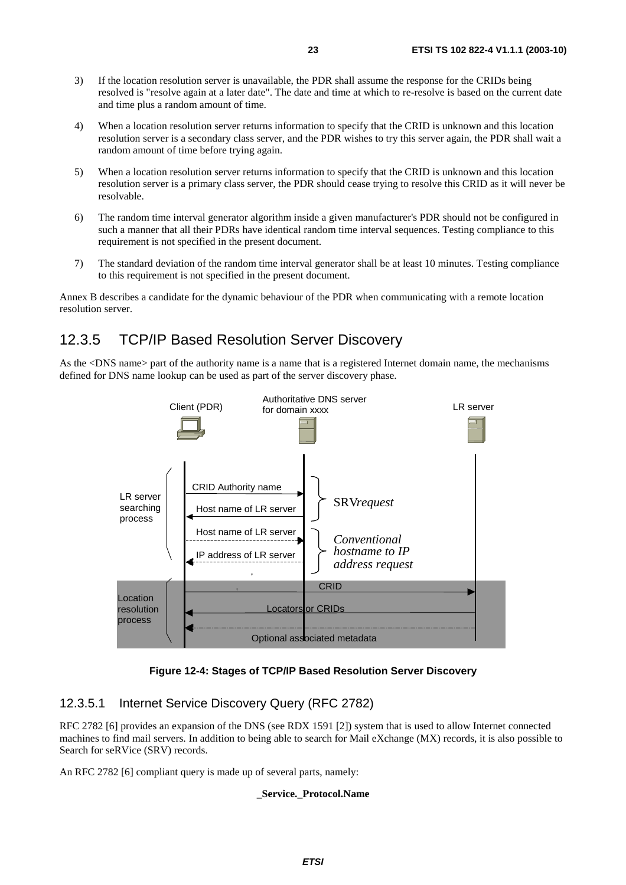3) If the location resolution server is unavailable, the PDR shall assume the response for the CRIDs being resolved is "resolve again at a later date". The date and time at which to re-resolve is based on the current date and time plus a random amount of time.

4) When a location resolution server returns information to specify that the CRID is unknown and this location resolution server is a secondary class server, and the PDR wishes to try this server again, the PDR shall wait a random amount of time before trying again.

5) When a location resolution server returns information to specify that the CRID is unknown and this location resolution server is a primary class server, the PDR should cease trying to resolve this CRID as it will never be resolvable.

6) The random time interval generator algorithm inside a given manufacturer's PDR should not be configured in such a manner that all their PDRs have identical random time interval sequences. Testing compliance to this requirement is not specified in the present document.

7) The standard deviation of the random time interval generator shall be at least 10 minutes. Testing compliance to this requirement is not specified in the present document.

Annex B describes a candidate for the dynamic behaviour of the PDR when communicating with a remote location resolution server.

## 12.3.5 TCP/IP Based Resolution Server Discovery

As the <DNS name> part of the authority name is a name that is a registered Internet domain name, the mechanisms defined for DNS name lookup can be used as part of the server discovery phase.

**Figure 12-4: Stages of TCP/IP Based Resolution Server Discovery**

### 12.3.5.1 Internet Service Discovery Query (RFC 2782)

RFC 2782 [6] provides an expansion of the DNS (see RDX 1591 [2]) system that is used to allow Internet connected machines to find mail servers. In addition to being able to search for Mail eXchange (MX) records, it is also possible to Search for seRVice (SRV) records.

An RFC 2782 [6] compliant query is made up of several parts, namely:

**_Service._Protocol.Name**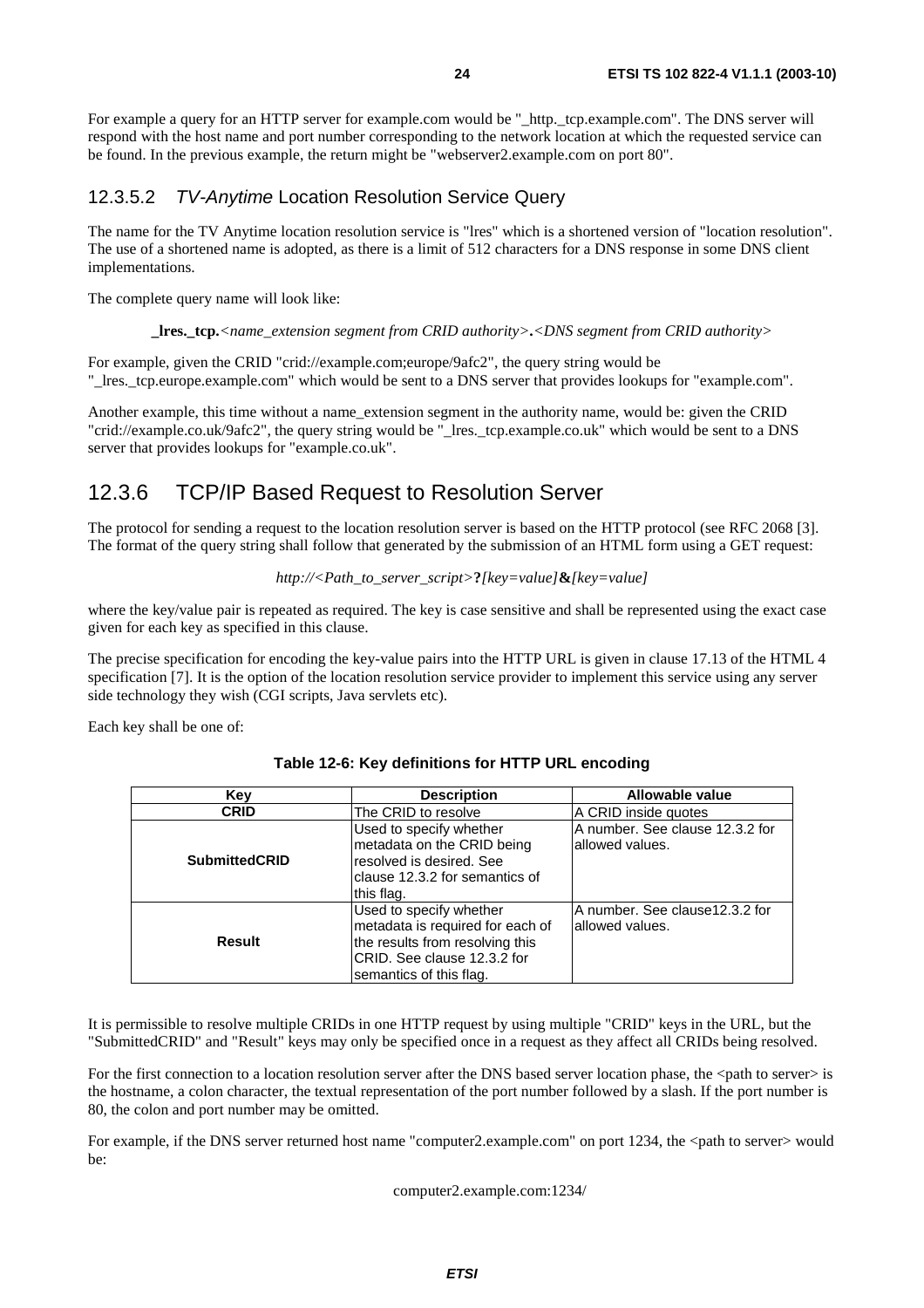For example a query for an HTTP server for example.com would be "_http._tcp.example.com". The DNS server will respond with the host name and port number corresponding to the network location at which the requested service can be found. In the previous example, the return might be "webserver2.example.com on port 80".

#### 12.3.5.2 *TV-Anytime* Location Resolution Service Query

The name for the TV Anytime location resolution service is "lres" which is a shortened version of "location resolution". The use of a shortened name is adopted, as there is a limit of 512 characters for a DNS response in some DNS client implementations.

The complete query name will look like:

**_lres._tcp.***<name_extension segment from CRID authority>***.***<DNS segment from CRID authority>*

For example, given the CRID "crid://example.com;europe/9afc2", the query string would be "_lres._tcp.europe.example.com" which would be sent to a DNS server that provides lookups for "example.com".

Another example, this time without a name_extension segment in the authority name, would be: given the CRID "crid://example.co.uk/9afc2", the query string would be "_lres._tcp.example.co.uk" which would be sent to a DNS server that provides lookups for "example.co.uk".

### 12.3.6 TCP/IP Based Request to Resolution Server

The protocol for sending a request to the location resolution server is based on the HTTP protocol (see RFC 2068 [3]. The format of the query string shall follow that generated by the submission of an HTML form using a GET request:

*http://<Path_to_server_script>***?***[key=value]***&***[key=value]*

where the key/value pair is repeated as required. The key is case sensitive and shall be represented using the exact case given for each key as specified in this clause.

The precise specification for encoding the key-value pairs into the HTTP URL is given in clause 17.13 of the HTML 4 specification [7]. It is the option of the location resolution service provider to implement this service using any server side technology they wish (CGI scripts, Java servlets etc).

Each key shall be one of:

**Table 12-6: Key definitions for HTTP URL encoding**

| Key | Description | Allowable value |
|---|---|---|
| **CRID** | The CRID to resolve | A CRID inside quotes |
| **SubmittedCRID** | Used to specify whether metadata on the CRID being resolved is desired. See clause 12.3.2 for semantics of this flag. | A number. See clause 12.3.2 for allowed values. |
| **Result** | Used to specify whether metadata is required for each of the results from resolving this CRID. See clause 12.3.2 for semantics of this flag. | A number. See clause12.3.2 for allowed values. |

It is permissible to resolve multiple CRIDs in one HTTP request by using multiple "CRID" keys in the URL, but the "SubmittedCRID" and "Result" keys may only be specified once in a request as they affect all CRIDs being resolved.

For the first connection to a location resolution server after the DNS based server location phase, the <path to server> is the hostname, a colon character, the textual representation of the port number followed by a slash. If the port number is 80, the colon and port number may be omitted.

For example, if the DNS server returned host name "computer2.example.com" on port 1234, the <path to server> would be:

computer2.example.com:1234/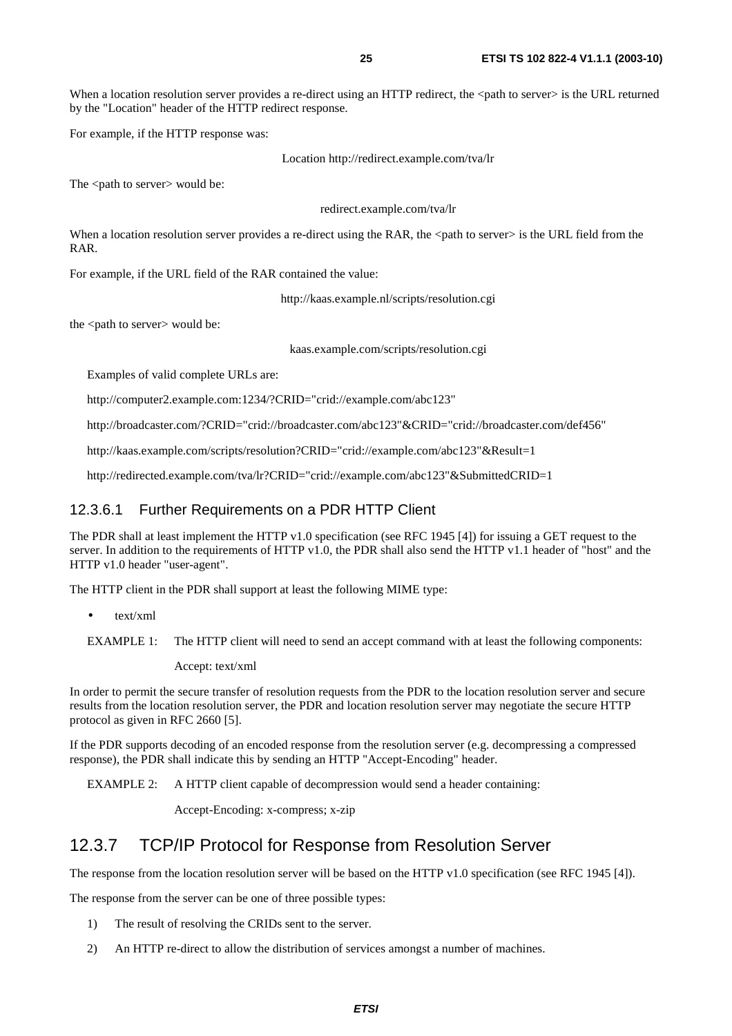When a location resolution server provides a re-direct using an HTTP redirect, the <path to server> is the URL returned by the "Location" header of the HTTP redirect response.

For example, if the HTTP response was:

Location http://redirect.example.com/tva/lr

The <path to server> would be:

redirect.example.com/tva/lr

When a location resolution server provides a re-direct using the RAR, the <path to server> is the URL field from the RAR.

For example, if the URL field of the RAR contained the value:

http://kaas.example.nl/scripts/resolution.cgi

the <path to server> would be:

kaas.example.com/scripts/resolution.cgi

Examples of valid complete URLs are:

http://computer2.example.com:1234/?CRID="crid://example.com/abc123"

http://broadcaster.com/?CRID="crid://broadcaster.com/abc123"&CRID="crid://broadcaster.com/def456"

http://kaas.example.com/scripts/resolution?CRID="crid://example.com/abc123"&Result=1

http://redirected.example.com/tva/lr?CRID="crid://example.com/abc123"&SubmittedCRID=1

#### 12.3.6.1 Further Requirements on a PDR HTTP Client

The PDR shall at least implement the HTTP v1.0 specification (see RFC 1945 [4]) for issuing a GET request to the server. In addition to the requirements of HTTP v1.0, the PDR shall also send the HTTP v1.1 header of "host" and the HTTP v1.0 header "user-agent".

The HTTP client in the PDR shall support at least the following MIME type:

- text/xml

EXAMPLE 1: The HTTP client will need to send an accept command with at least the following components:

Accept: text/xml

In order to permit the secure transfer of resolution requests from the PDR to the location resolution server and secure results from the location resolution server, the PDR and location resolution server may negotiate the secure HTTP protocol as given in RFC 2660 [5].

If the PDR supports decoding of an encoded response from the resolution server (e.g. decompressing a compressed response), the PDR shall indicate this by sending an HTTP "Accept-Encoding" header.

EXAMPLE 2: A HTTP client capable of decompression would send a header containing:

Accept-Encoding: x-compress; x-zip

### 12.3.7 TCP/IP Protocol for Response from Resolution Server

The response from the location resolution server will be based on the HTTP v1.0 specification (see RFC 1945 [4]).

The response from the server can be one of three possible types:

1) The result of resolving the CRIDs sent to the server.
2) An HTTP re-direct to allow the distribution of services amongst a number of machines.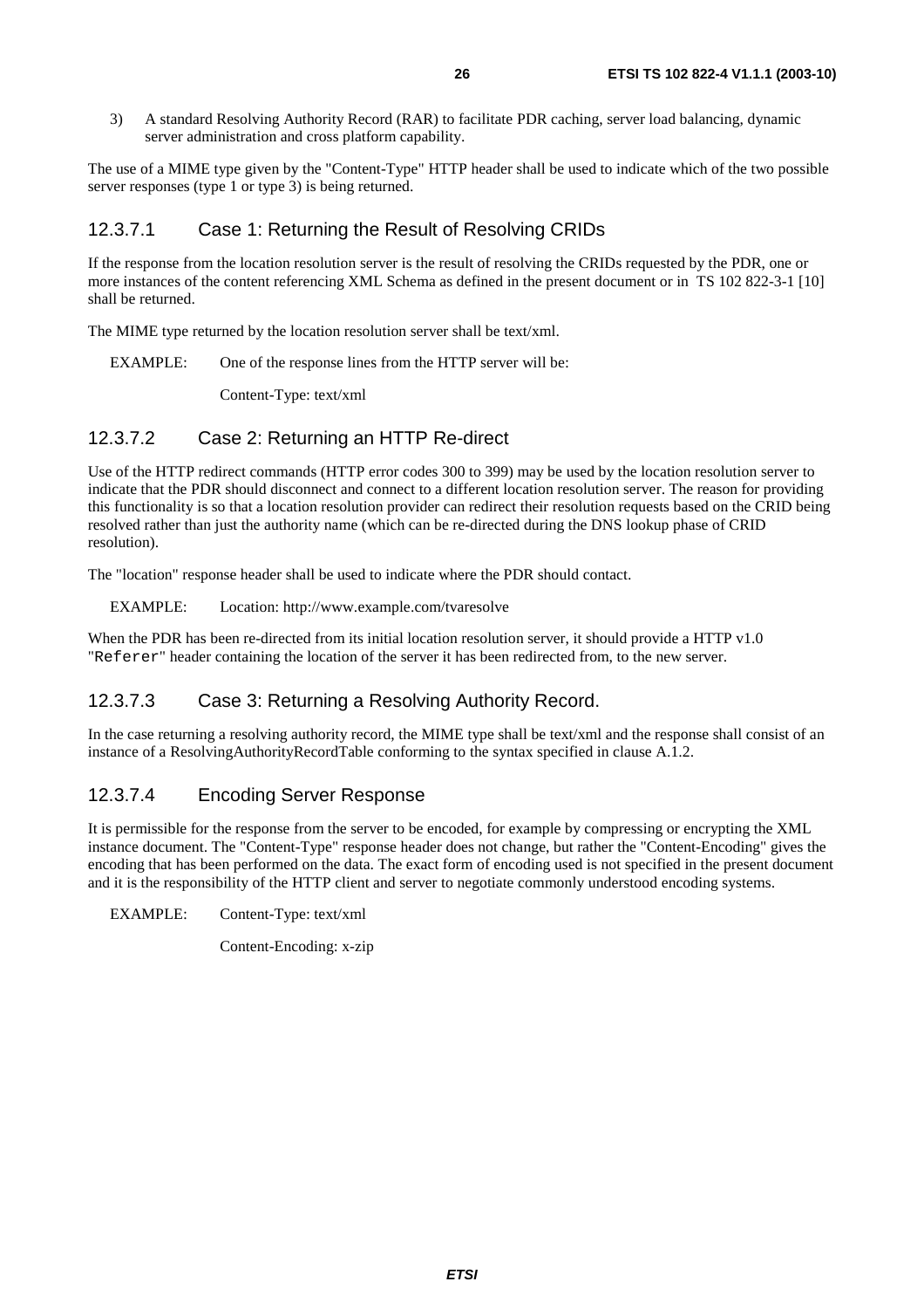3) A standard Resolving Authority Record (RAR) to facilitate PDR caching, server load balancing, dynamic server administration and cross platform capability.

The use of a MIME type given by the "Content-Type" HTTP header shall be used to indicate which of the two possible server responses (type 1 or type 3) is being returned.

#### 12.3.7.1 Case 1: Returning the Result of Resolving CRIDs

If the response from the location resolution server is the result of resolving the CRIDs requested by the PDR, one or more instances of the content referencing XML Schema as defined in the present document or in TS 102 822-3-1 [10] shall be returned.

The MIME type returned by the location resolution server shall be text/xml.

EXAMPLE: One of the response lines from the HTTP server will be:

Content-Type: text/xml

#### 12.3.7.2 Case 2: Returning an HTTP Re-direct

Use of the HTTP redirect commands (HTTP error codes 300 to 399) may be used by the location resolution server to indicate that the PDR should disconnect and connect to a different location resolution server. The reason for providing this functionality is so that a location resolution provider can redirect their resolution requests based on the CRID being resolved rather than just the authority name (which can be re-directed during the DNS lookup phase of CRID resolution).

The "location" response header shall be used to indicate where the PDR should contact.

EXAMPLE: Location: http://www.example.com/tvaresolve

When the PDR has been re-directed from its initial location resolution server, it should provide a HTTP v1.0 "`Referer`" header containing the location of the server it has been redirected from, to the new server.

#### 12.3.7.3 Case 3: Returning a Resolving Authority Record.

In the case returning a resolving authority record, the MIME type shall be text/xml and the response shall consist of an instance of a ResolvingAuthorityRecordTable conforming to the syntax specified in clause A.1.2.

#### 12.3.7.4 Encoding Server Response

It is permissible for the response from the server to be encoded, for example by compressing or encrypting the XML instance document. The "Content-Type" response header does not change, but rather the "Content-Encoding" gives the encoding that has been performed on the data. The exact form of encoding used is not specified in the present document and it is the responsibility of the HTTP client and server to negotiate commonly understood encoding systems.

EXAMPLE: Content-Type: text/xml

Content-Encoding: x-zip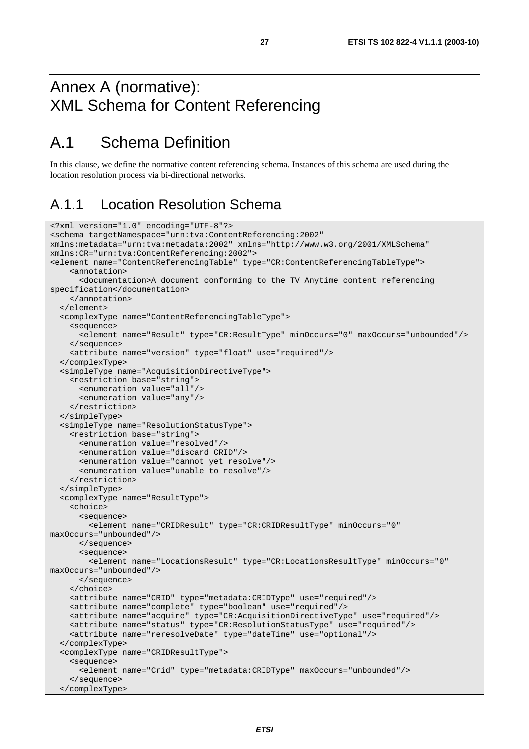# Annex A (normative): XML Schema for Content Referencing

## A.1 Schema Definition

In this clause, we define the normative content referencing schema. Instances of this schema are used during the location resolution process via bi-directional networks.

### A.1.1 Location Resolution Schema

```
<?xml version="1.0" encoding="UTF-8"?>
<schema targetNamespace="urn:tva:ContentReferencing:2002"
xmlns:metadata="urn:tva:metadata:2002" xmlns="http://www.w3.org/2001/XMLSchema"
xmlns:CR="urn:tva:ContentReferencing:2002">
<element name="ContentReferencingTable" type="CR:ContentReferencingTableType">
    <annotation>
      <documentation>A document conforming to the TV Anytime content referencing
specification</documentation>
    </annotation>
  </element>
  <complexType name="ContentReferencingTableType">
    <sequence>
      <element name="Result" type="CR:ResultType" minOccurs="0" maxOccurs="unbounded"/>
    </sequence>
    <attribute name="version" type="float" use="required"/>
  </complexType>
  <simpleType name="AcquisitionDirectiveType">
    <restriction base="string">
      <enumeration value="all"/>
      <enumeration value="any"/>
    </restriction>
  </simpleType>
  <simpleType name="ResolutionStatusType">
    <restriction base="string">
      <enumeration value="resolved"/>
      <enumeration value="discard CRID"/>
      <enumeration value="cannot yet resolve"/>
      <enumeration value="unable to resolve"/>
    </restriction>
  </simpleType>
  <complexType name="ResultType">
    <choice>
      <sequence>
        <element name="CRIDResult" type="CR:CRIDResultType" minOccurs="0"
maxOccurs="unbounded"/>
      </sequence>
      <sequence>
        <element name="LocationsResult" type="CR:LocationsResultType" minOccurs="0"
maxOccurs="unbounded"/>
      </sequence>
    </choice>
    <attribute name="CRID" type="metadata:CRIDType" use="required"/>
    <attribute name="complete" type="boolean" use="required"/>
    <attribute name="acquire" type="CR:AcquisitionDirectiveType" use="required"/>
    <attribute name="status" type="CR:ResolutionStatusType" use="required"/>
    <attribute name="reresolveDate" type="dateTime" use="optional"/>
  </complexType>
  <complexType name="CRIDResultType">
    <sequence>
      <element name="Crid" type="metadata:CRIDType" maxOccurs="unbounded"/>
    </sequence>
  </complexType>
```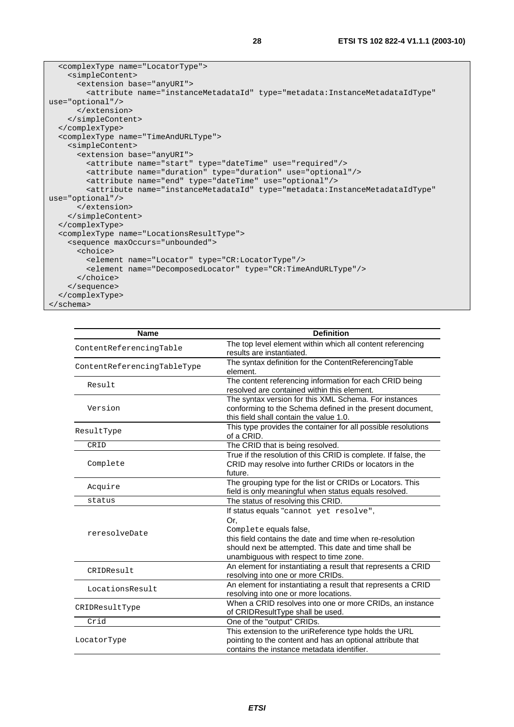```
  <complexType name="LocatorType">
    <simpleContent>
      <extension base="anyURI">
        <attribute name="instanceMetadataId" type="metadata:InstanceMetadataIdType"
use="optional"/>
      </extension>
    </simpleContent>
  </complexType>
  <complexType name="TimeAndURLType">
    <simpleContent>
      <extension base="anyURI">
        <attribute name="start" type="dateTime" use="required"/>
        <attribute name="duration" type="duration" use="optional"/>
        <attribute name="end" type="dateTime" use="optional"/>
        <attribute name="instanceMetadataId" type="metadata:InstanceMetadataIdType"
use="optional"/>
      </extension>
    </simpleContent>
  </complexType>
  <complexType name="LocationsResultType">
    <sequence maxOccurs="unbounded">
      <choice>
        <element name="Locator" type="CR:LocatorType"/>
        <element name="DecomposedLocator" type="CR:TimeAndURLType"/>
      </choice>
    </sequence>
  </complexType>
</schema>
```

| Name | Definition |
|---|---|
| ContentReferencingTable | The top level element within which all content referencing results are instantiated. |
| ContentReferencingTableType | The syntax definition for the ContentReferencingTable element. |
| Result | The content referencing information for each CRID being resolved are contained within this element. |
| Version | The syntax version for this XML Schema. For instances conforming to the Schema defined in the present document, this field shall contain the value 1.0. |
| ResultType | This type provides the container for all possible resolutions of a CRID. |
| CRID | The CRID that is being resolved. |
| Complete | True if the resolution of this CRID is complete. If false, the CRID may resolve into further CRIDs or locators in the future. |
| Acquire | The grouping type for the list or CRIDs or Locators. This field is only meaningful when status equals resolved. |
| status | The status of resolving this CRID. |
| reresolveDate | If status equals "cannot yet resolve",<br>Or,<br>Complete equals false,<br>this field contains the date and time when re-resolution should next be attempted. This date and time shall be unambiguous with respect to time zone. |
| CRIDResult | An element for instantiating a result that represents a CRID resolving into one or more CRIDs. |
| LocationsResult | An element for instantiating a result that represents a CRID resolving into one or more locations. |
| CRIDResultType | When a CRID resolves into one or more CRIDs, an instance of CRIDResultType shall be used. |
| Crid | One of the "output" CRIDs. |
| LocatorType | This extension to the uriReference type holds the URL pointing to the content and has an optional attribute that contains the instance metadata identifier. |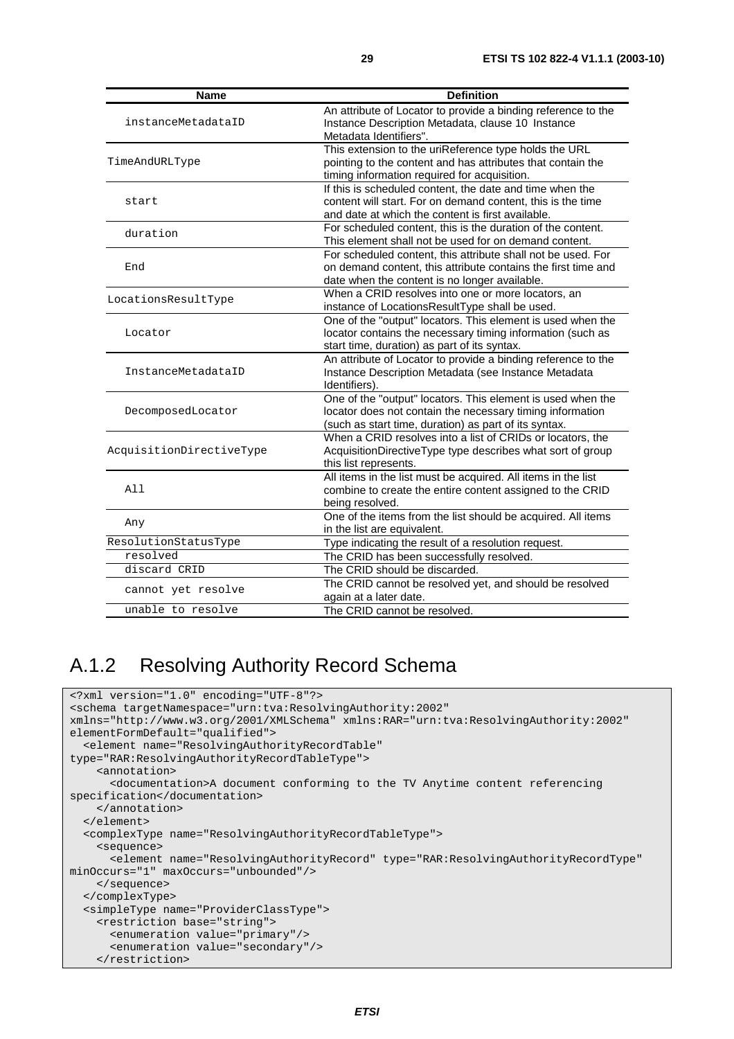| Name | Definition |
| --- | --- |
| instanceMetadataID | An attribute of Locator to provide a binding reference to the Instance Description Metadata, clause 10 Instance Metadata Identifiers". |
| TimeAndURLType | This extension to the uriReference type holds the URL pointing to the content and has attributes that contain the timing information required for acquisition. |
| start | If this is scheduled content, the date and time when the content will start. For on demand content, this is the time and date at which the content is first available. |
| duration | For scheduled content, this is the duration of the content. This element shall not be used for on demand content. |
| End | For scheduled content, this attribute shall not be used. For on demand content, this attribute contains the first time and date when the content is no longer available. |
| LocationsResultType | When a CRID resolves into one or more locators, an instance of LocationsResultType shall be used. |
| Locator | One of the "output" locators. This element is used when the locator contains the necessary timing information (such as start time, duration) as part of its syntax. |
| InstanceMetadataID | An attribute of Locator to provide a binding reference to the Instance Description Metadata (see Instance Metadata Identifiers). |
| DecomposedLocator | One of the "output" locators. This element is used when the locator does not contain the necessary timing information (such as start time, duration) as part of its syntax. |
| AcquisitionDirectiveType | When a CRID resolves into a list of CRIDs or locators, the AcquisitionDirectiveType type describes what sort of group this list represents. |
| All | All items in the list must be acquired. All items in the list combine to create the entire content assigned to the CRID being resolved. |
| Any | One of the items from the list should be acquired. All items in the list are equivalent. |
| ResolutionStatusType | Type indicating the result of a resolution request. |
| resolved | The CRID has been successfully resolved. |
| discard CRID | The CRID should be discarded. |
| cannot yet resolve | The CRID cannot be resolved yet, and should be resolved again at a later date. |
| unable to resolve | The CRID cannot be resolved. |

## A.1.2 Resolving Authority Record Schema

```
<?xml version="1.0" encoding="UTF-8"?>
<schema targetNamespace="urn:tva:ResolvingAuthority:2002"
xmlns="http://www.w3.org/2001/XMLSchema" xmlns:RAR="urn:tva:ResolvingAuthority:2002"
elementFormDefault="qualified">
  <element name="ResolvingAuthorityRecordTable"
type="RAR:ResolvingAuthorityRecordTableType">
    <annotation>
      <documentation>A document conforming to the TV Anytime content referencing
specification</documentation>
    </annotation>
  </element>
  <complexType name="ResolvingAuthorityRecordTableType">
    <sequence>
      <element name="ResolvingAuthorityRecord" type="RAR:ResolvingAuthorityRecordType"
minOccurs="1" maxOccurs="unbounded"/>
    </sequence>
  </complexType>
  <simpleType name="ProviderClassType">
    <restriction base="string">
      <enumeration value="primary"/>
      <enumeration value="secondary"/>
    </restriction>
```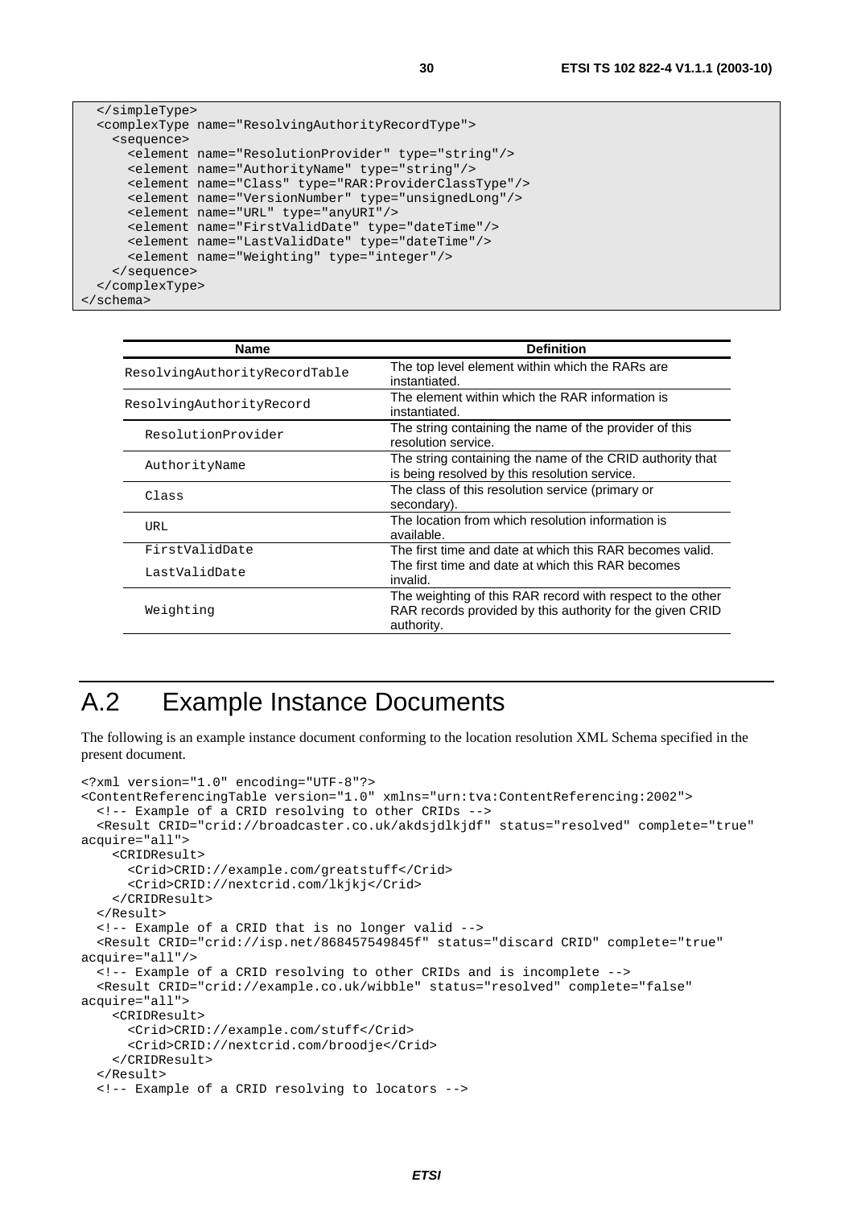```
  </simpleType>
  <complexType name="ResolvingAuthorityRecordType">
    <sequence>
      <element name="ResolutionProvider" type="string"/>
      <element name="AuthorityName" type="string"/>
      <element name="Class" type="RAR:ProviderClassType"/>
      <element name="VersionNumber" type="unsignedLong"/>
      <element name="URL" type="anyURI"/>
      <element name="FirstValidDate" type="dateTime"/>
      <element name="LastValidDate" type="dateTime"/>
      <element name="Weighting" type="integer"/>
    </sequence>
  </complexType>
</schema>
```

| Name | Definition |
|---|---|
| ResolvingAuthorityRecordTable | The top level element within which the RARs are instantiated. |
| ResolvingAuthorityRecord | The element within which the RAR information is instantiated. |
| ResolutionProvider | The string containing the name of the provider of this resolution service. |
| AuthorityName | The string containing the name of the CRID authority that is being resolved by this resolution service. |
| Class | The class of this resolution service (primary or secondary). |
| URL | The location from which resolution information is available. |
| FirstValidDate | The first time and date at which this RAR becomes valid. |
| LastValidDate | The first time and date at which this RAR becomes invalid. |
| Weighting | The weighting of this RAR record with respect to the other RAR records provided by this authority for the given CRID authority. |

# A.2 Example Instance Documents

The following is an example instance document conforming to the location resolution XML Schema specified in the present document.

```
<?xml version="1.0" encoding="UTF-8"?>
<ContentReferencingTable version="1.0" xmlns="urn:tva:ContentReferencing:2002">
  <!-- Example of a CRID resolving to other CRIDs -->
  <Result CRID="crid://broadcaster.co.uk/akdsjdlkjdf" status="resolved" complete="true"
acquire="all">
    <CRIDResult>
      <Crid>CRID://example.com/greatstuff</Crid>
      <Crid>CRID://nextcrid.com/lkjkj</Crid>
    </CRIDResult>
  </Result>
  <!-- Example of a CRID that is no longer valid -->
  <Result CRID="crid://isp.net/868457549845f" status="discard CRID" complete="true"
acquire="all"/>
  <!-- Example of a CRID resolving to other CRIDs and is incomplete -->
  <Result CRID="crid://example.co.uk/wibble" status="resolved" complete="false"
acquire="all">
    <CRIDResult>
      <Crid>CRID://example.com/stuff</Crid>
      <Crid>CRID://nextcrid.com/broodje</Crid>
    </CRIDResult>
  </Result>
  <!-- Example of a CRID resolving to locators -->
```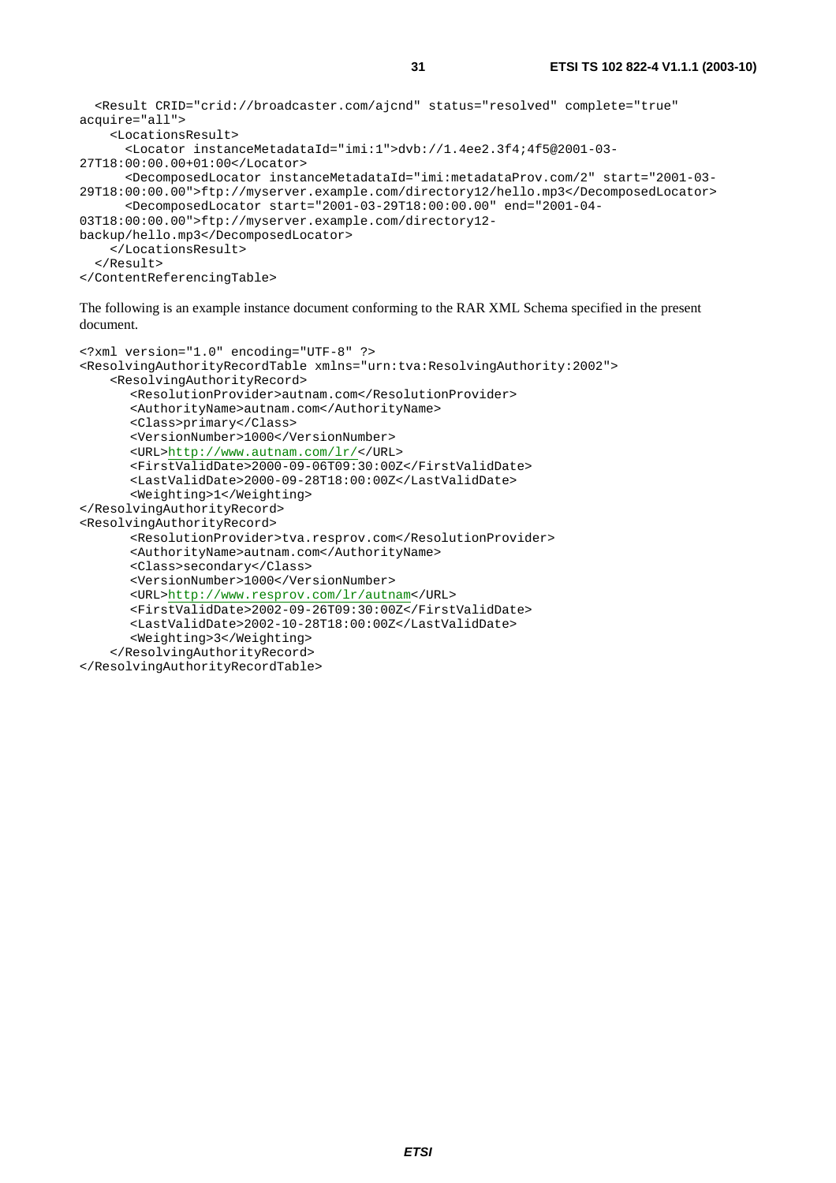```
  <Result CRID="crid://broadcaster.com/ajcnd" status="resolved" complete="true"
acquire="all">
    <LocationsResult>
      <Locator instanceMetadataId="imi:1">dvb://1.4ee2.3f4;4f5@2001-03-
27T18:00:00.00+01:00</Locator>
      <DecomposedLocator instanceMetadataId="imi:metadataProv.com/2" start="2001-03-
29T18:00:00.00">ftp://myserver.example.com/directory12/hello.mp3</DecomposedLocator>
      <DecomposedLocator start="2001-03-29T18:00:00.00" end="2001-04-
03T18:00:00.00">ftp://myserver.example.com/directory12-
backup/hello.mp3</DecomposedLocator>
    </LocationsResult>
  </Result>
</ContentReferencingTable>
```

The following is an example instance document conforming to the RAR XML Schema specified in the present document.

```
<?xml version="1.0" encoding="UTF-8" ?>
<ResolvingAuthorityRecordTable xmlns="urn:tva:ResolvingAuthority:2002">
    <ResolvingAuthorityRecord>
       <ResolutionProvider>autnam.com</ResolutionProvider>
       <AuthorityName>autnam.com</AuthorityName>
       <Class>primary</Class>
       <VersionNumber>1000</VersionNumber>
       <URL>http://www.autnam.com/lr/</URL>
       <FirstValidDate>2000-09-06T09:30:00Z</FirstValidDate>
       <LastValidDate>2000-09-28T18:00:00Z</LastValidDate>
       <Weighting>1</Weighting>
</ResolvingAuthorityRecord>
<ResolvingAuthorityRecord>
       <ResolutionProvider>tva.resprov.com</ResolutionProvider>
       <AuthorityName>autnam.com</AuthorityName>
       <Class>secondary</Class>
       <VersionNumber>1000</VersionNumber>
       <URL>http://www.resprov.com/lr/autnam</URL>
       <FirstValidDate>2002-09-26T09:30:00Z</FirstValidDate>
       <LastValidDate>2002-10-28T18:00:00Z</LastValidDate>
       <Weighting>3</Weighting>
    </ResolvingAuthorityRecord>
</ResolvingAuthorityRecordTable>
```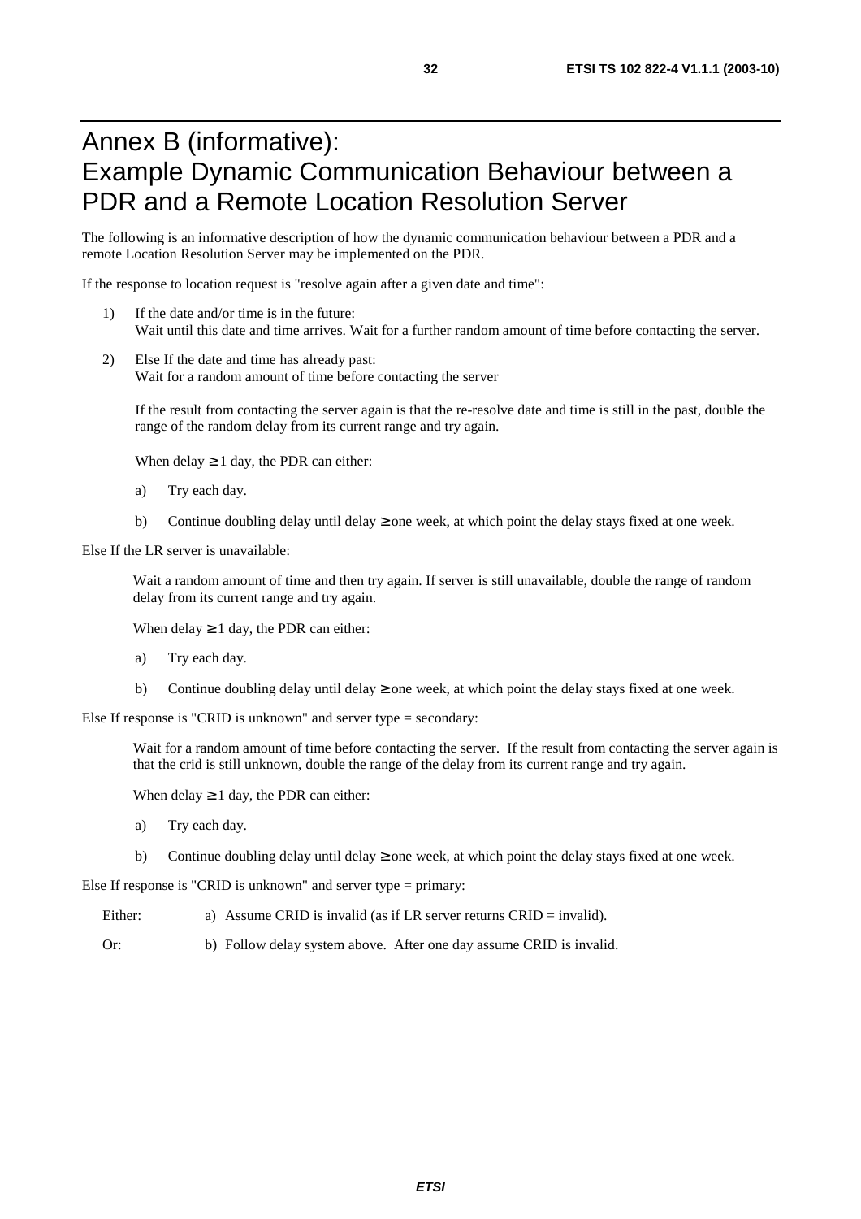# Annex B (informative): Example Dynamic Communication Behaviour between a PDR and a Remote Location Resolution Server

The following is an informative description of how the dynamic communication behaviour between a PDR and a remote Location Resolution Server may be implemented on the PDR.

If the response to location request is "resolve again after a given date and time":

1) If the date and/or time is in the future:
   Wait until this date and time arrives. Wait for a further random amount of time before contacting the server.

2) Else If the date and time has already past:
   Wait for a random amount of time before contacting the server

   If the result from contacting the server again is that the re-resolve date and time is still in the past, double the range of the random delay from its current range and try again.

   When delay ≥ 1 day, the PDR can either:

   a) Try each day.

   b) Continue doubling delay until delay ≥ one week, at which point the delay stays fixed at one week.

Else If the LR server is unavailable:

Wait a random amount of time and then try again. If server is still unavailable, double the range of random delay from its current range and try again.

When delay ≥ 1 day, the PDR can either:

a) Try each day.

b) Continue doubling delay until delay ≥ one week, at which point the delay stays fixed at one week.

Else If response is "CRID is unknown" and server type = secondary:

Wait for a random amount of time before contacting the server. If the result from contacting the server again is that the crid is still unknown, double the range of the delay from its current range and try again.

When delay ≥ 1 day, the PDR can either:

a) Try each day.

b) Continue doubling delay until delay ≥ one week, at which point the delay stays fixed at one week.

Else If response is "CRID is unknown" and server type = primary:

Either: a) Assume CRID is invalid (as if LR server returns CRID = invalid).

Or: b) Follow delay system above. After one day assume CRID is invalid.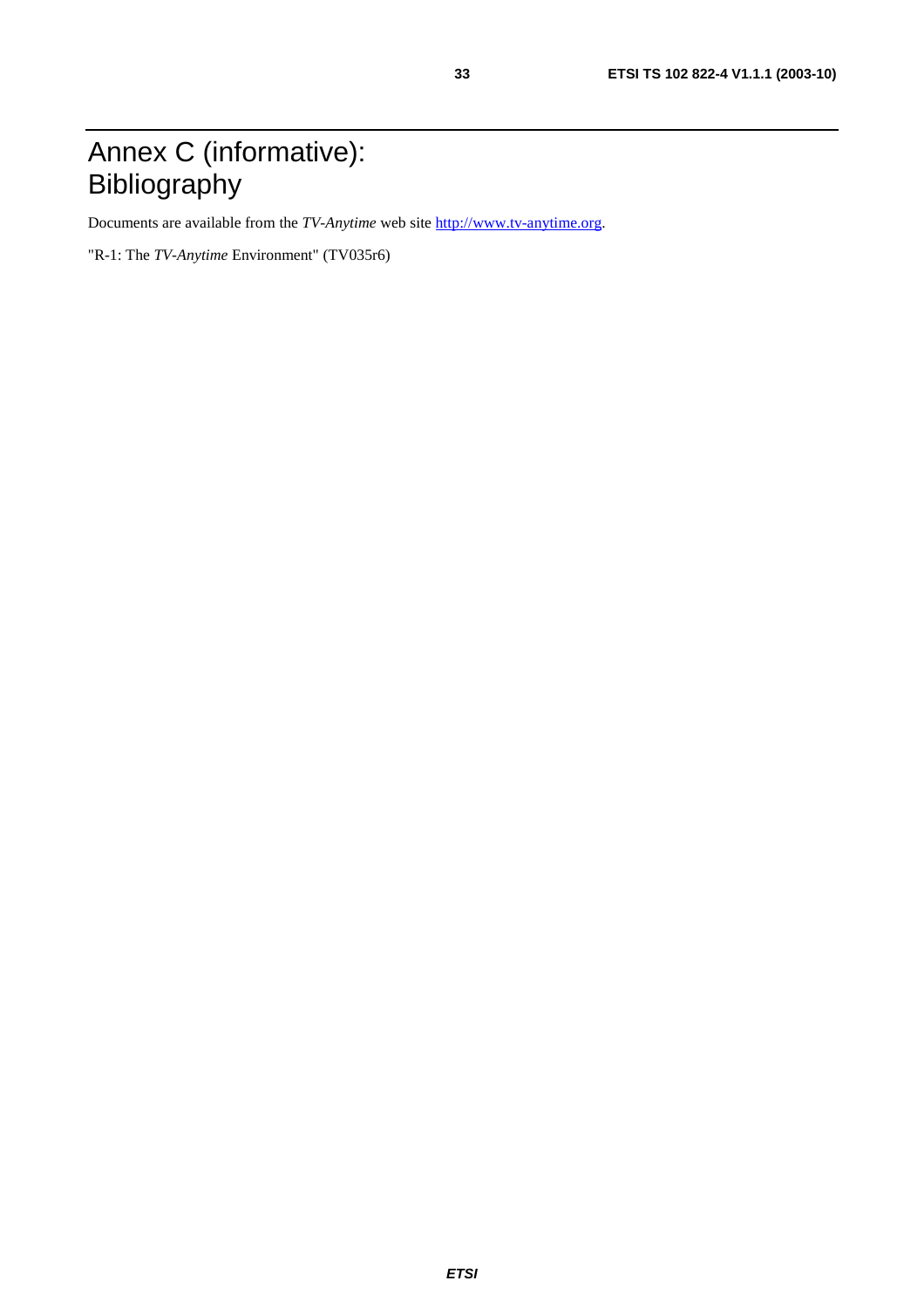# Annex C (informative): Bibliography

Documents are available from the *TV-Anytime* web site http://www.tv-anytime.org.

"R-1: The *TV-Anytime* Environment" (TV035r6)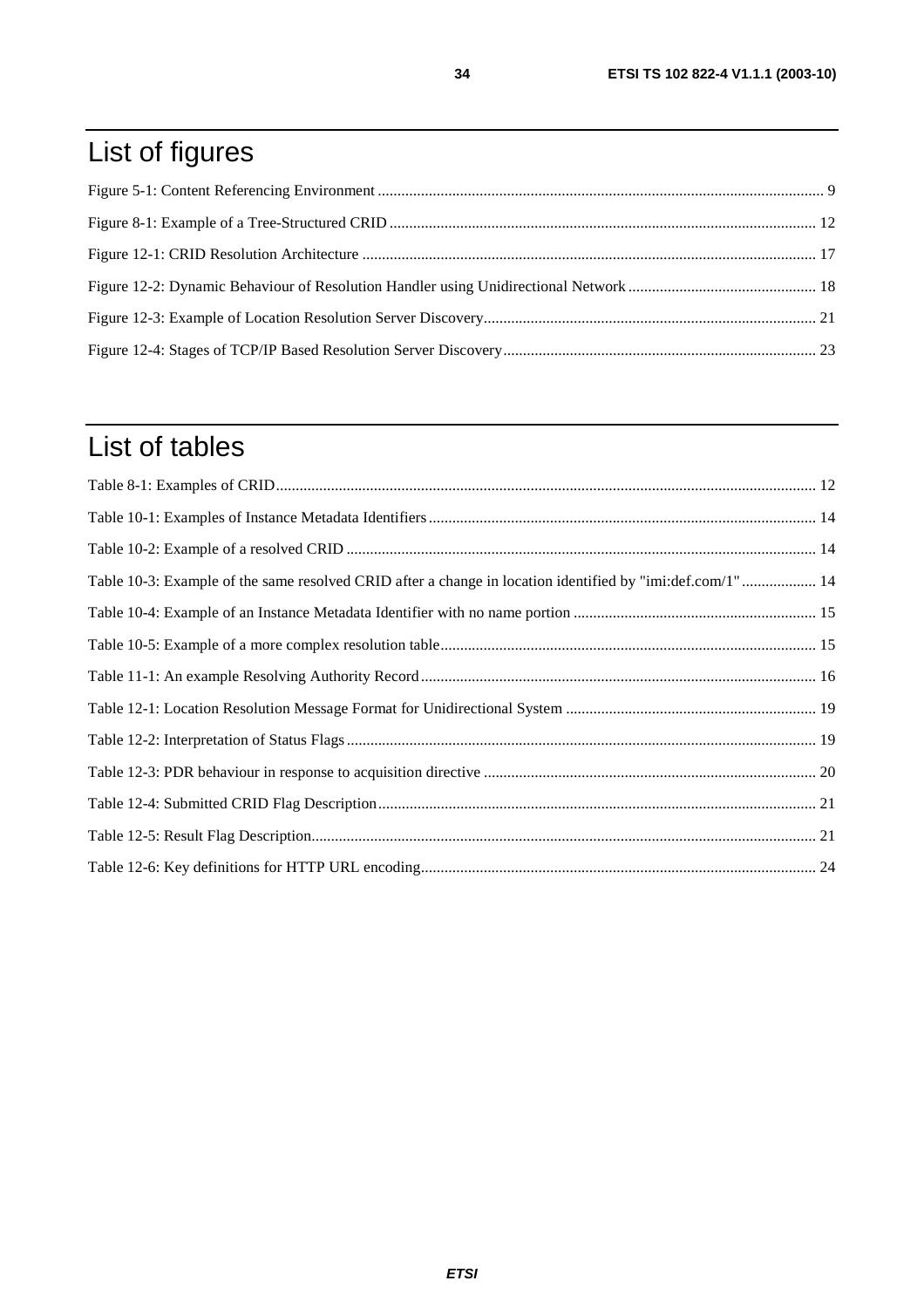# List of figures

Figure 5-1: Content Referencing Environment ..... 9

Figure 8-1: Example of a Tree-Structured CRID ..... 12

Figure 12-1: CRID Resolution Architecture ..... 17

Figure 12-2: Dynamic Behaviour of Resolution Handler using Unidirectional Network ..... 18

Figure 12-3: Example of Location Resolution Server Discovery..... 21

Figure 12-4: Stages of TCP/IP Based Resolution Server Discovery..... 23

# List of tables

Table 8-1: Examples of CRID..... 12

Table 10-1: Examples of Instance Metadata Identifiers..... 14

Table 10-2: Example of a resolved CRID ..... 14

Table 10-3: Example of the same resolved CRID after a change in location identified by "imi:def.com/1" ..... 14

Table 10-4: Example of an Instance Metadata Identifier with no name portion ..... 15

Table 10-5: Example of a more complex resolution table..... 15

Table 11-1: An example Resolving Authority Record..... 16

Table 12-1: Location Resolution Message Format for Unidirectional System ..... 19

Table 12-2: Interpretation of Status Flags..... 19

Table 12-3: PDR behaviour in response to acquisition directive ..... 20

Table 12-4: Submitted CRID Flag Description..... 21

Table 12-5: Result Flag Description..... 21

Table 12-6: Key definitions for HTTP URL encoding..... 24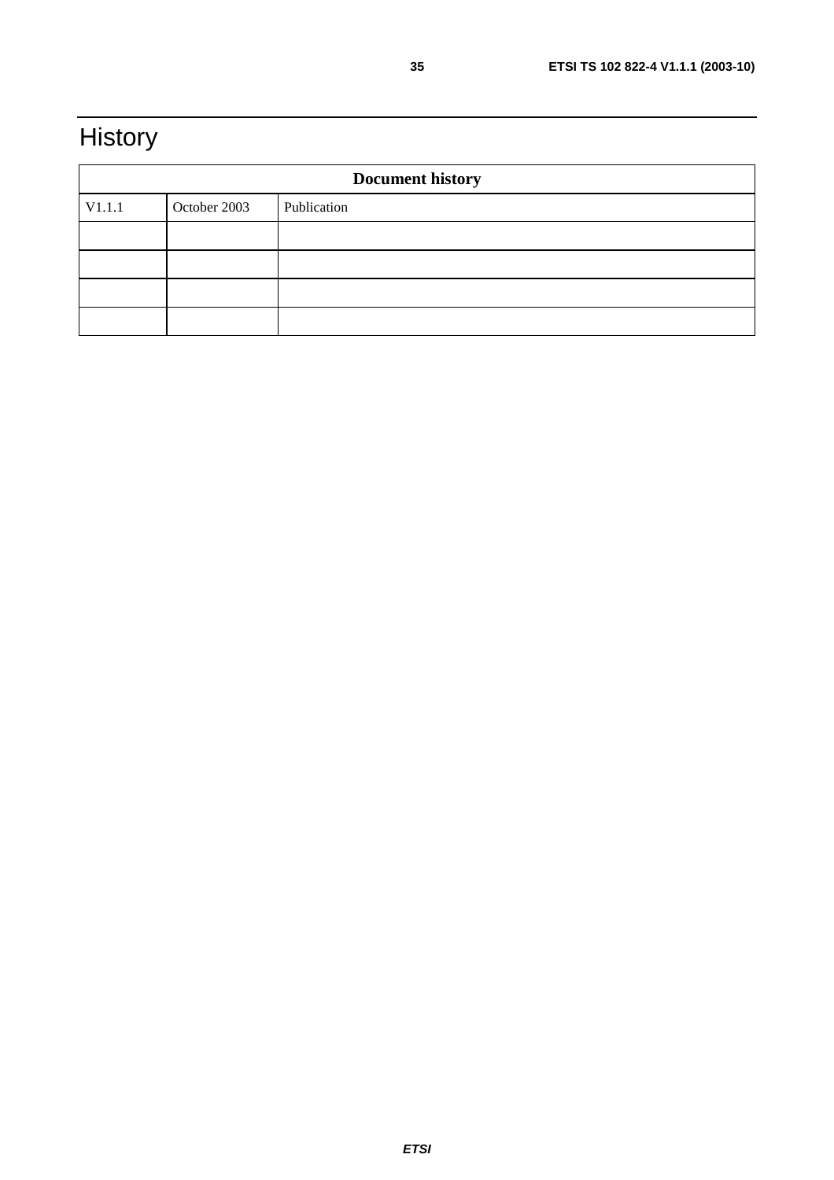# History

| Document history | | |
|---|---|---|
| V1.1.1 | October 2003 | Publication |
| | | |
| | | |
| | | |
| | | |